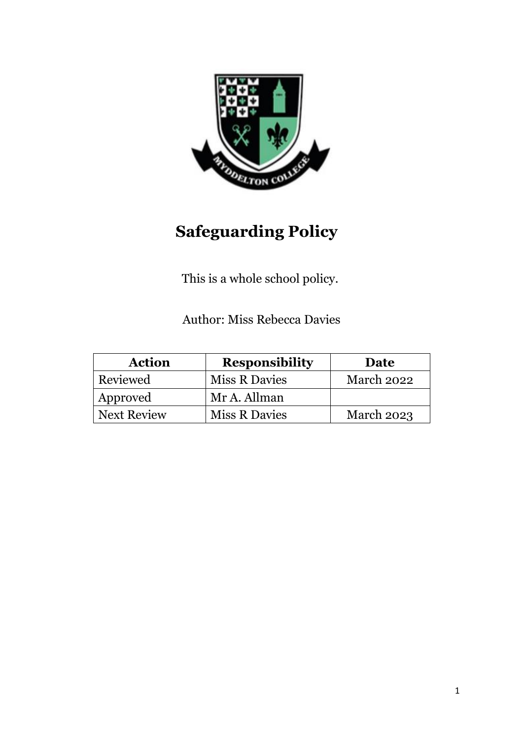# Safeguarding Policy

This is a whole school policy.

Author: Miss Rebecca Davies

| Action | Responsibility | Date |
|---|---|---|
| Reviewed | Miss R Davies | March 2022 |
| Approved | Mr A. Allman | |
| Next Review | Miss R Davies | March 2023 |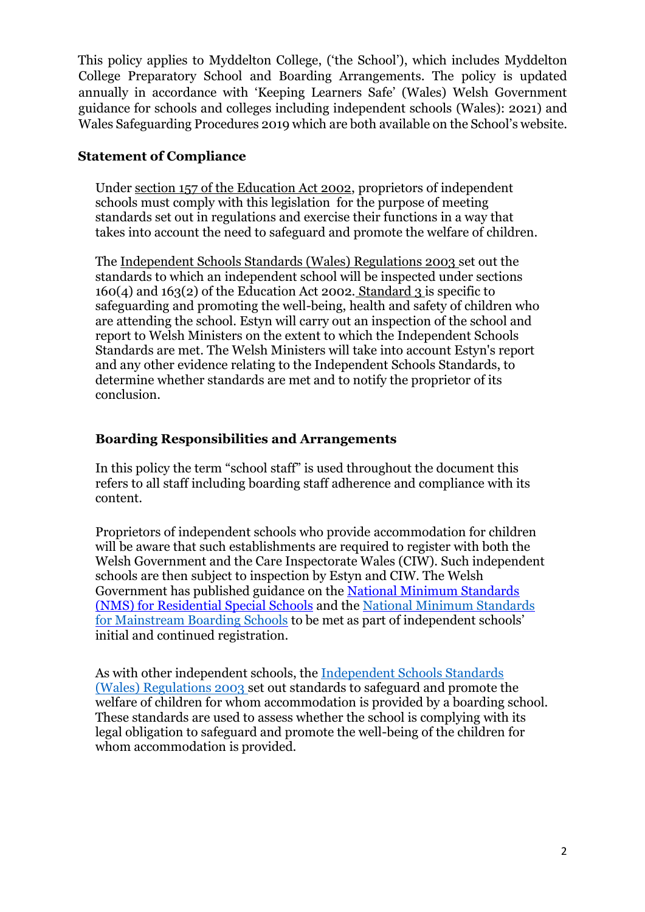This policy applies to Myddelton College, ('the School'), which includes Myddelton College Preparatory School and Boarding Arrangements. The policy is updated annually in accordance with 'Keeping Learners Safe' (Wales) Welsh Government guidance for schools and colleges including independent schools (Wales): 2021) and Wales Safeguarding Procedures 2019 which are both available on the School's website.

## Statement of Compliance

Under section 157 of the Education Act 2002, proprietors of independent schools must comply with this legislation for the purpose of meeting standards set out in regulations and exercise their functions in a way that takes into account the need to safeguard and promote the welfare of children.

The Independent Schools Standards (Wales) Regulations 2003 set out the standards to which an independent school will be inspected under sections 160(4) and 163(2) of the Education Act 2002. Standard 3 is specific to safeguarding and promoting the well-being, health and safety of children who are attending the school. Estyn will carry out an inspection of the school and report to Welsh Ministers on the extent to which the Independent Schools Standards are met. The Welsh Ministers will take into account Estyn's report and any other evidence relating to the Independent Schools Standards, to determine whether standards are met and to notify the proprietor of its conclusion.

## Boarding Responsibilities and Arrangements

In this policy the term "school staff" is used throughout the document this refers to all staff including boarding staff adherence and compliance with its content.

Proprietors of independent schools who provide accommodation for children will be aware that such establishments are required to register with both the Welsh Government and the Care Inspectorate Wales (CIW). Such independent schools are then subject to inspection by Estyn and CIW. The Welsh Government has published guidance on the National Minimum Standards (NMS) for Residential Special Schools and the National Minimum Standards for Mainstream Boarding Schools to be met as part of independent schools' initial and continued registration.

As with other independent schools, the Independent Schools Standards (Wales) Regulations 2003 set out standards to safeguard and promote the welfare of children for whom accommodation is provided by a boarding school. These standards are used to assess whether the school is complying with its legal obligation to safeguard and promote the well-being of the children for whom accommodation is provided.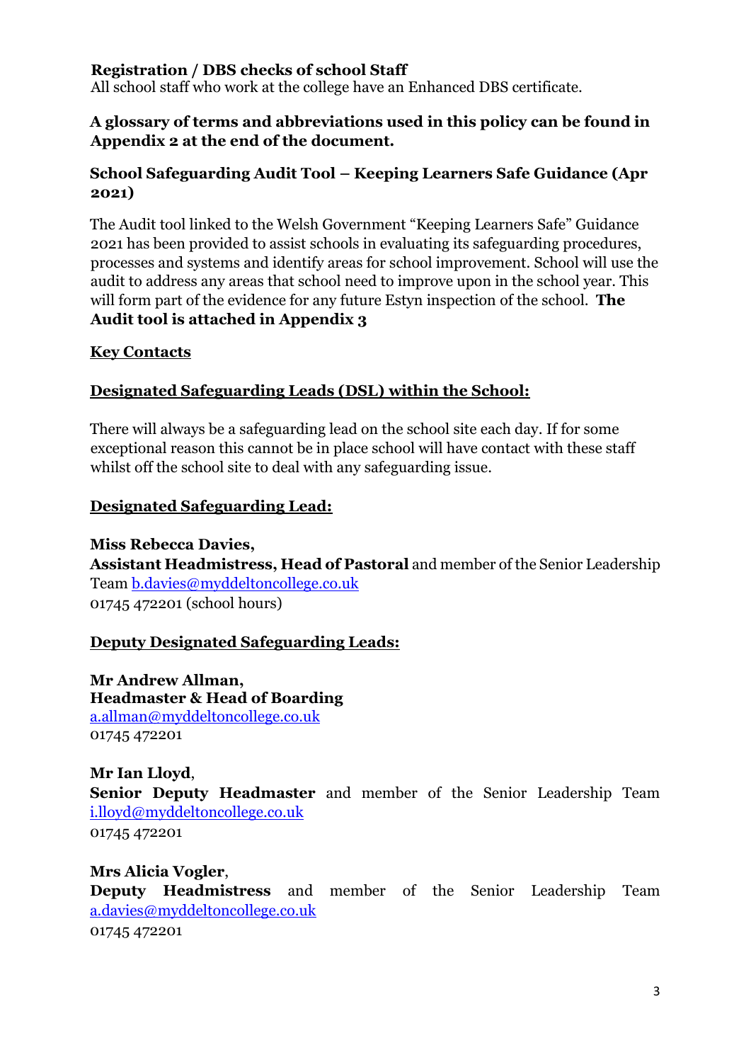**Registration / DBS checks of school Staff**
All school staff who work at the college have an Enhanced DBS certificate.

**A glossary of terms and abbreviations used in this policy can be found in Appendix 2 at the end of the document.**

**School Safeguarding Audit Tool – Keeping Learners Safe Guidance (Apr 2021)**

The Audit tool linked to the Welsh Government "Keeping Learners Safe" Guidance 2021 has been provided to assist schools in evaluating its safeguarding procedures, processes and systems and identify areas for school improvement. School will use the audit to address any areas that school need to improve upon in the school year. This will form part of the evidence for any future Estyn inspection of the school. **The Audit tool is attached in Appendix 3**

**Key Contacts**

**Designated Safeguarding Leads (DSL) within the School:**

There will always be a safeguarding lead on the school site each day. If for some exceptional reason this cannot be in place school will have contact with these staff whilst off the school site to deal with any safeguarding issue.

**Designated Safeguarding Lead:**

**Miss Rebecca Davies,**
**Assistant Headmistress, Head of Pastoral** and member of the Senior Leadership Team b.davies@myddeltoncollege.co.uk
01745 472201 (school hours)

**Deputy Designated Safeguarding Leads:**

**Mr Andrew Allman,**
**Headmaster & Head of Boarding**
a.allman@myddeltoncollege.co.uk
01745 472201

**Mr Ian Lloyd**,
**Senior Deputy Headmaster** and member of the Senior Leadership Team i.lloyd@myddeltoncollege.co.uk
01745 472201

**Mrs Alicia Vogler**,
**Deputy Headmistress** and member of the Senior Leadership Team a.davies@myddeltoncollege.co.uk
01745 472201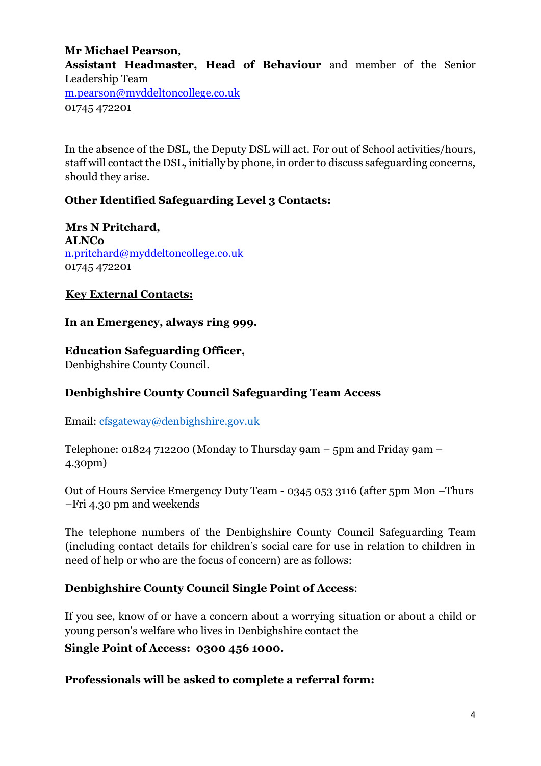**Mr Michael Pearson**,
**Assistant Headmaster, Head of Behaviour** and member of the Senior Leadership Team
m.pearson@myddeltoncollege.co.uk
01745 472201

In the absence of the DSL, the Deputy DSL will act. For out of School activities/hours, staff will contact the DSL, initially by phone, in order to discuss safeguarding concerns, should they arise.

**Other Identified Safeguarding Level 3 Contacts:**

**Mrs N Pritchard,**
**ALNCo**
n.pritchard@myddeltoncollege.co.uk
01745 472201

**Key External Contacts:**

**In an Emergency, always ring 999.**

**Education Safeguarding Officer,**
Denbighshire County Council.

**Denbighshire County Council Safeguarding Team Access**

Email: cfsgateway@denbighshire.gov.uk

Telephone: 01824 712200 (Monday to Thursday 9am – 5pm and Friday 9am – 4.30pm)

Out of Hours Service Emergency Duty Team - 0345 053 3116 (after 5pm Mon –Thurs –Fri 4.30 pm and weekends

The telephone numbers of the Denbighshire County Council Safeguarding Team (including contact details for children's social care for use in relation to children in need of help or who are the focus of concern) are as follows:

**Denbighshire County Council Single Point of Access**:

If you see, know of or have a concern about a worrying situation or about a child or young person's welfare who lives in Denbighshire contact the

**Single Point of Access: 0300 456 1000.**

**Professionals will be asked to complete a referral form:**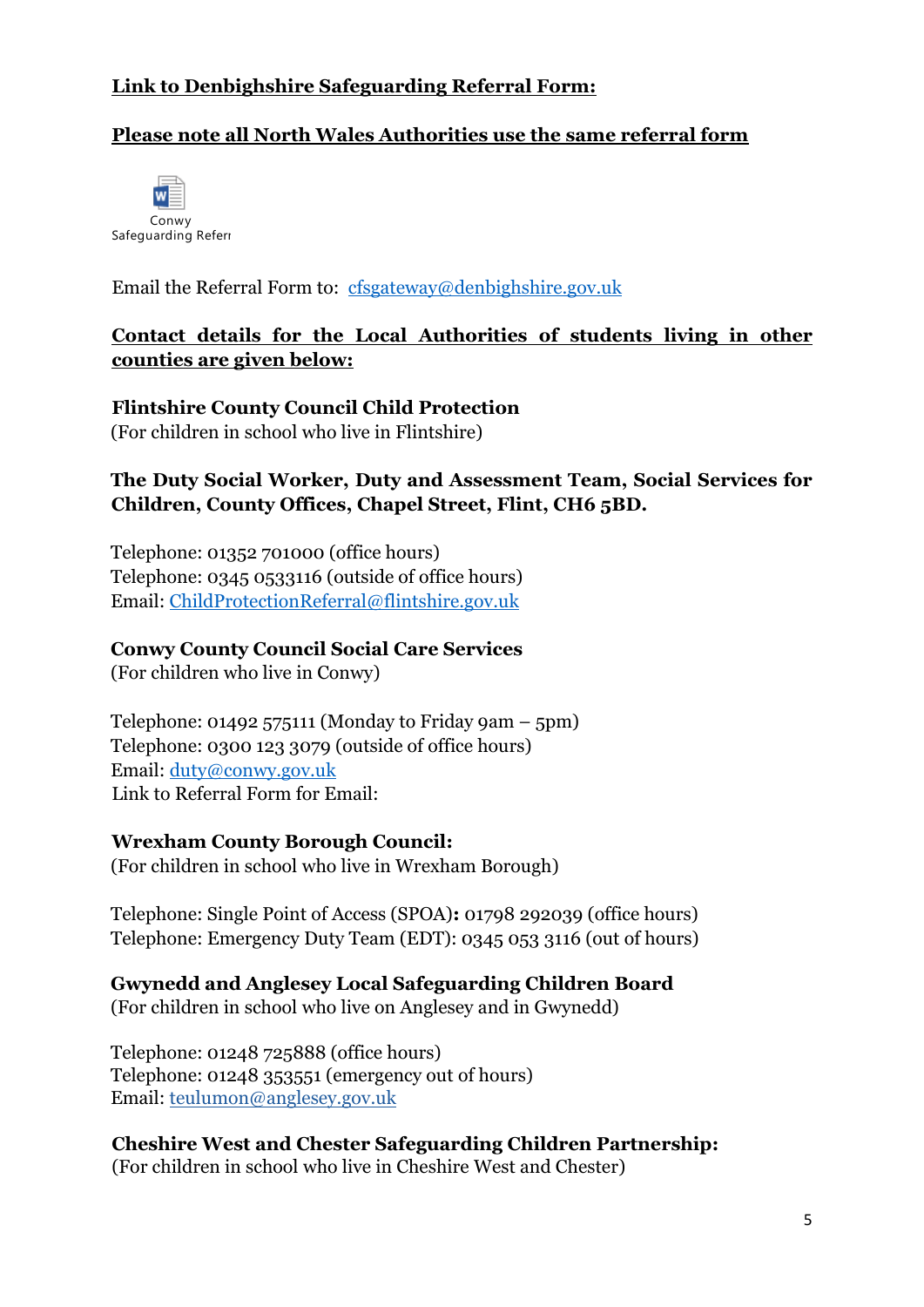**Link to Denbighshire Safeguarding Referral Form:**

**Please note all North Wales Authorities use the same referral form**

Conwy Safeguarding Referr

Email the Referral Form to: cfsgateway@denbighshire.gov.uk

**Contact details for the Local Authorities of students living in other counties are given below:**

**Flintshire County Council Child Protection**
(For children in school who live in Flintshire)

**The Duty Social Worker, Duty and Assessment Team, Social Services for Children, County Offices, Chapel Street, Flint, CH6 5BD.**

Telephone: 01352 701000 (office hours)
Telephone: 0345 0533116 (outside of office hours)
Email: ChildProtectionReferral@flintshire.gov.uk

**Conwy County Council Social Care Services**
(For children who live in Conwy)

Telephone: 01492 575111 (Monday to Friday 9am – 5pm)
Telephone: 0300 123 3079 (outside of office hours)
Email: duty@conwy.gov.uk
Link to Referral Form for Email:

**Wrexham County Borough Council:**
(For children in school who live in Wrexham Borough)

Telephone: Single Point of Access (SPOA)**:** 01798 292039 (office hours)
Telephone: Emergency Duty Team (EDT): 0345 053 3116 (out of hours)

**Gwynedd and Anglesey Local Safeguarding Children Board**
(For children in school who live on Anglesey and in Gwynedd)

Telephone: 01248 725888 (office hours)
Telephone: 01248 353551 (emergency out of hours)
Email: teulumon@anglesey.gov.uk

**Cheshire West and Chester Safeguarding Children Partnership:**
(For children in school who live in Cheshire West and Chester)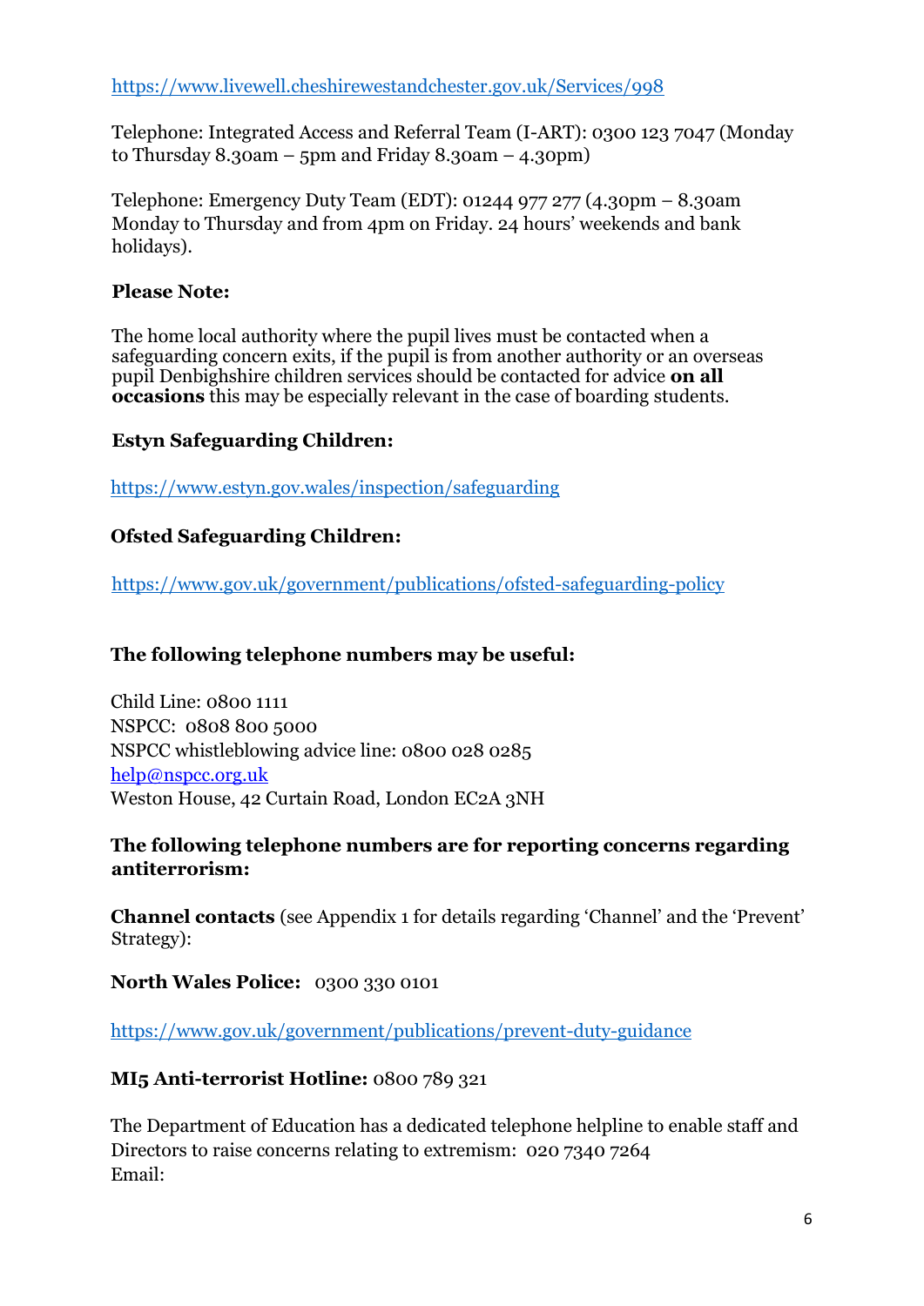https://www.livewell.cheshirewestandchester.gov.uk/Services/998

Telephone: Integrated Access and Referral Team (I-ART): 0300 123 7047 (Monday to Thursday 8.30am – 5pm and Friday 8.30am – 4.30pm)

Telephone: Emergency Duty Team (EDT): 01244 977 277 (4.30pm – 8.30am Monday to Thursday and from 4pm on Friday. 24 hours' weekends and bank holidays).

**Please Note:**

The home local authority where the pupil lives must be contacted when a safeguarding concern exits, if the pupil is from another authority or an overseas pupil Denbighshire children services should be contacted for advice **on all occasions** this may be especially relevant in the case of boarding students.

**Estyn Safeguarding Children:**

https://www.estyn.gov.wales/inspection/safeguarding

**Ofsted Safeguarding Children:**

https://www.gov.uk/government/publications/ofsted-safeguarding-policy

**The following telephone numbers may be useful:**

Child Line: 0800 1111
NSPCC: 0808 800 5000
NSPCC whistleblowing advice line: 0800 028 0285
help@nspcc.org.uk
Weston House, 42 Curtain Road, London EC2A 3NH

**The following telephone numbers are for reporting concerns regarding antiterrorism:**

**Channel contacts** (see Appendix 1 for details regarding 'Channel' and the 'Prevent' Strategy):

**North Wales Police:** 0300 330 0101

https://www.gov.uk/government/publications/prevent-duty-guidance

**MI5 Anti-terrorist Hotline:** 0800 789 321

The Department of Education has a dedicated telephone helpline to enable staff and Directors to raise concerns relating to extremism: 020 7340 7264
Email: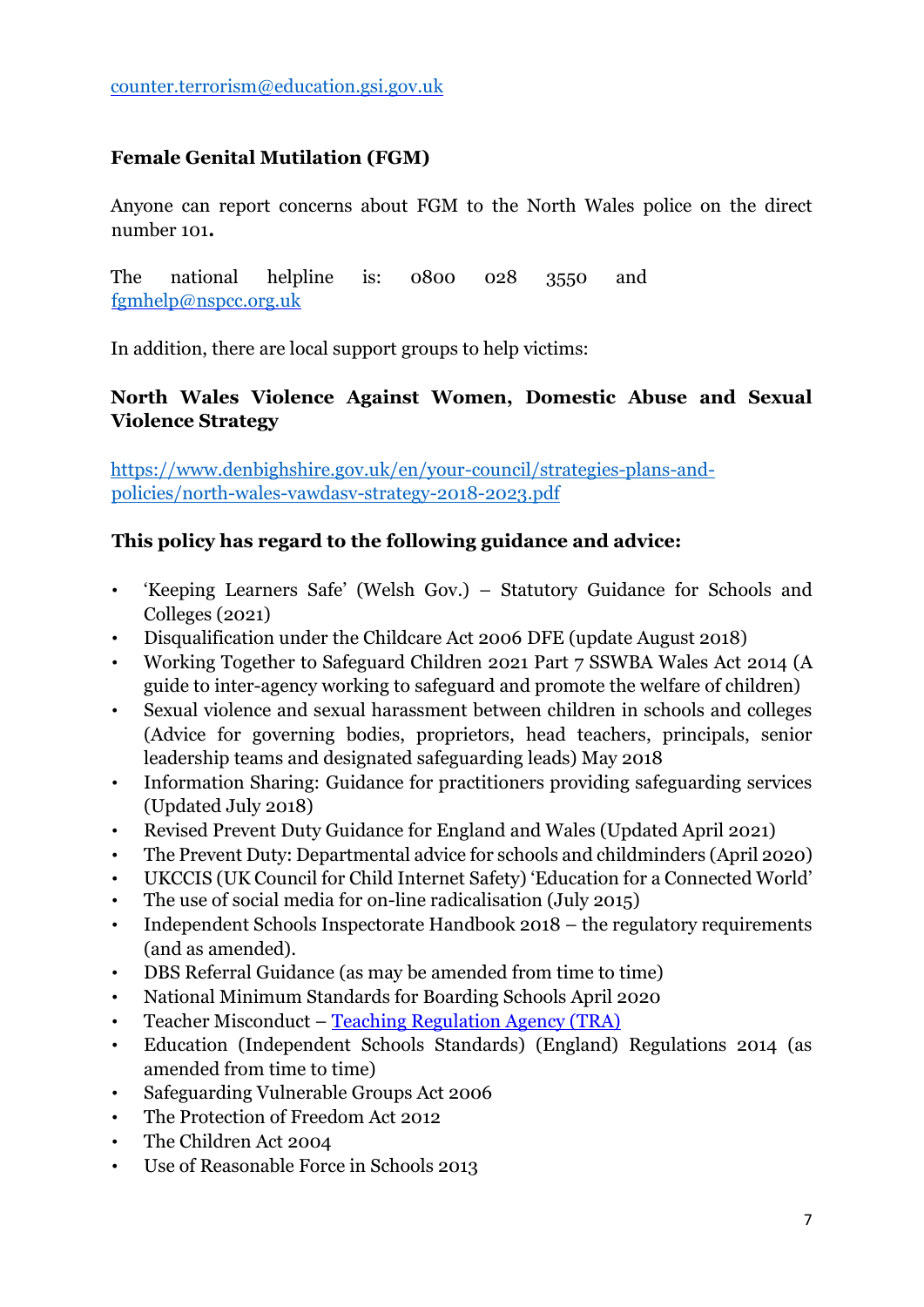[counter.terrorism@education.gsi.gov.uk](mailto:counter.terrorism@education.gsi.gov.uk)

### Female Genital Mutilation (FGM)

Anyone can report concerns about FGM to the North Wales police on the direct number 101**.**

The national helpline is: 0800 028 3550 and [fgmhelp@nspcc.org.uk](mailto:fgmhelp@nspcc.org.uk)

In addition, there are local support groups to help victims:

### North Wales Violence Against Women, Domestic Abuse and Sexual Violence Strategy

[https://www.denbighshire.gov.uk/en/your-council/strategies-plans-and-policies/north-wales-vawdasv-strategy-2018-2023.pdf](https://www.denbighshire.gov.uk/en/your-council/strategies-plans-and-policies/north-wales-vawdasv-strategy-2018-2023.pdf)

### This policy has regard to the following guidance and advice:

- 'Keeping Learners Safe' (Welsh Gov.) – Statutory Guidance for Schools and Colleges (2021)
- Disqualification under the Childcare Act 2006 DFE (update August 2018)
- Working Together to Safeguard Children 2021 Part 7 SSWBA Wales Act 2014 (A guide to inter-agency working to safeguard and promote the welfare of children)
- Sexual violence and sexual harassment between children in schools and colleges (Advice for governing bodies, proprietors, head teachers, principals, senior leadership teams and designated safeguarding leads) May 2018
- Information Sharing: Guidance for practitioners providing safeguarding services (Updated July 2018)
- Revised Prevent Duty Guidance for England and Wales (Updated April 2021)
- The Prevent Duty: Departmental advice for schools and childminders (April 2020)
- UKCCIS (UK Council for Child Internet Safety) 'Education for a Connected World'
- The use of social media for on-line radicalisation (July 2015)
- Independent Schools Inspectorate Handbook 2018 – the regulatory requirements (and as amended).
- DBS Referral Guidance (as may be amended from time to time)
- National Minimum Standards for Boarding Schools April 2020
- Teacher Misconduct – [Teaching Regulation Agency (TRA)]()
- Education (Independent Schools Standards) (England) Regulations 2014 (as amended from time to time)
- Safeguarding Vulnerable Groups Act 2006
- The Protection of Freedom Act 2012
- The Children Act 2004
- Use of Reasonable Force in Schools 2013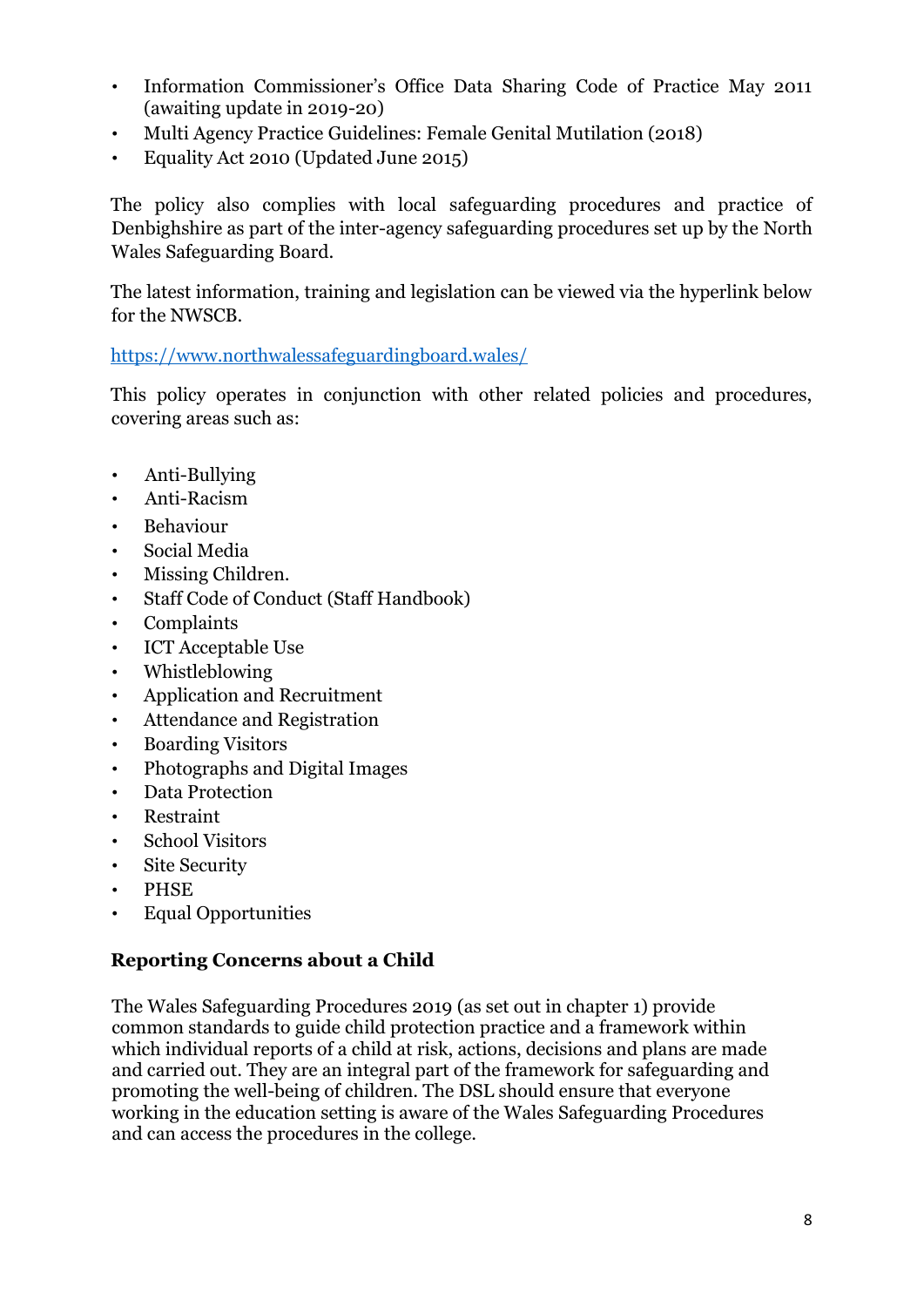- Information Commissioner's Office Data Sharing Code of Practice May 2011 (awaiting update in 2019-20)
- Multi Agency Practice Guidelines: Female Genital Mutilation (2018)
- Equality Act 2010 (Updated June 2015)

The policy also complies with local safeguarding procedures and practice of Denbighshire as part of the inter-agency safeguarding procedures set up by the North Wales Safeguarding Board.

The latest information, training and legislation can be viewed via the hyperlink below for the NWSCB.

[https://www.northwalessafeguardingboard.wales/](https://www.northwalessafeguardingboard.wales/)

This policy operates in conjunction with other related policies and procedures, covering areas such as:

- Anti-Bullying
- Anti-Racism
- Behaviour
- Social Media
- Missing Children.
- Staff Code of Conduct (Staff Handbook)
- Complaints
- ICT Acceptable Use
- Whistleblowing
- Application and Recruitment
- Attendance and Registration
- Boarding Visitors
- Photographs and Digital Images
- Data Protection
- Restraint
- School Visitors
- Site Security
- PHSE
- Equal Opportunities

### Reporting Concerns about a Child

The Wales Safeguarding Procedures 2019 (as set out in chapter 1) provide common standards to guide child protection practice and a framework within which individual reports of a child at risk, actions, decisions and plans are made and carried out. They are an integral part of the framework for safeguarding and promoting the well-being of children. The DSL should ensure that everyone working in the education setting is aware of the Wales Safeguarding Procedures and can access the procedures in the college.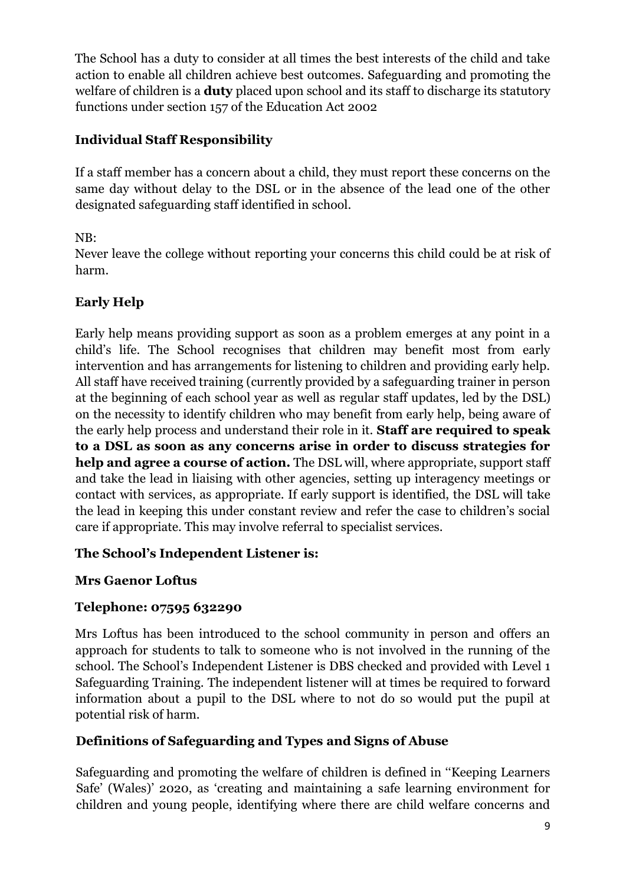The School has a duty to consider at all times the best interests of the child and take action to enable all children achieve best outcomes. Safeguarding and promoting the welfare of children is a **duty** placed upon school and its staff to discharge its statutory functions under section 157 of the Education Act 2002

### Individual Staff Responsibility

If a staff member has a concern about a child, they must report these concerns on the same day without delay to the DSL or in the absence of the lead one of the other designated safeguarding staff identified in school.

NB:
Never leave the college without reporting your concerns this child could be at risk of harm.

### Early Help

Early help means providing support as soon as a problem emerges at any point in a child's life. The School recognises that children may benefit most from early intervention and has arrangements for listening to children and providing early help. All staff have received training (currently provided by a safeguarding trainer in person at the beginning of each school year as well as regular staff updates, led by the DSL) on the necessity to identify children who may benefit from early help, being aware of the early help process and understand their role in it. **Staff are required to speak to a DSL as soon as any concerns arise in order to discuss strategies for help and agree a course of action.** The DSL will, where appropriate, support staff and take the lead in liaising with other agencies, setting up interagency meetings or contact with services, as appropriate. If early support is identified, the DSL will take the lead in keeping this under constant review and refer the case to children's social care if appropriate. This may involve referral to specialist services.

### The School's Independent Listener is:

**Mrs Gaenor Loftus**

**Telephone: 07595 632290**

Mrs Loftus has been introduced to the school community in person and offers an approach for students to talk to someone who is not involved in the running of the school. The School's Independent Listener is DBS checked and provided with Level 1 Safeguarding Training. The independent listener will at times be required to forward information about a pupil to the DSL where to not do so would put the pupil at potential risk of harm.

### Definitions of Safeguarding and Types and Signs of Abuse

Safeguarding and promoting the welfare of children is defined in ''Keeping Learners Safe' (Wales)' 2020, as 'creating and maintaining a safe learning environment for children and young people, identifying where there are child welfare concerns and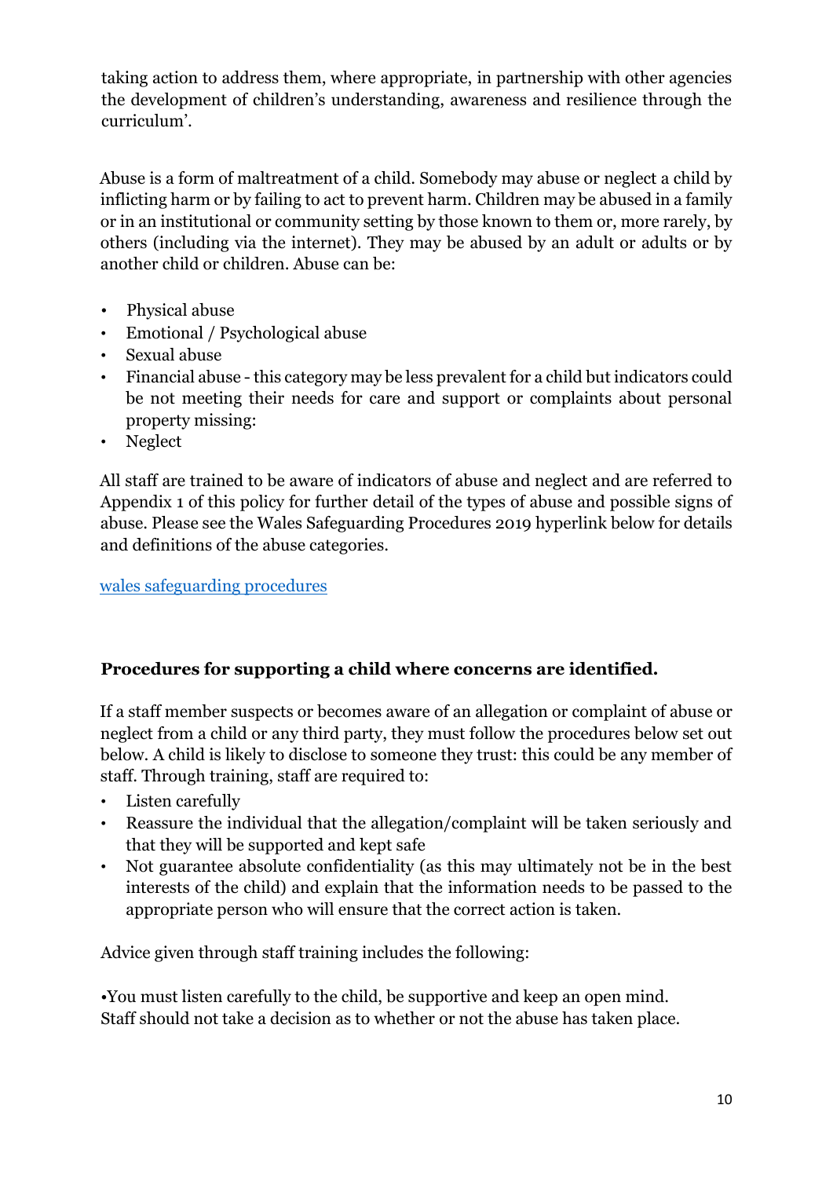taking action to address them, where appropriate, in partnership with other agencies the development of children's understanding, awareness and resilience through the curriculum'.

Abuse is a form of maltreatment of a child. Somebody may abuse or neglect a child by inflicting harm or by failing to act to prevent harm. Children may be abused in a family or in an institutional or community setting by those known to them or, more rarely, by others (including via the internet). They may be abused by an adult or adults or by another child or children. Abuse can be:

- Physical abuse
- Emotional / Psychological abuse
- Sexual abuse
- Financial abuse - this category may be less prevalent for a child but indicators could be not meeting their needs for care and support or complaints about personal property missing:
- Neglect

All staff are trained to be aware of indicators of abuse and neglect and are referred to Appendix 1 of this policy for further detail of the types of abuse and possible signs of abuse. Please see the Wales Safeguarding Procedures 2019 hyperlink below for details and definitions of the abuse categories.

[wales safeguarding procedures]()

**Procedures for supporting a child where concerns are identified.**

If a staff member suspects or becomes aware of an allegation or complaint of abuse or neglect from a child or any third party, they must follow the procedures below set out below. A child is likely to disclose to someone they trust: this could be any member of staff. Through training, staff are required to:

- Listen carefully
- Reassure the individual that the allegation/complaint will be taken seriously and that they will be supported and kept safe
- Not guarantee absolute confidentiality (as this may ultimately not be in the best interests of the child) and explain that the information needs to be passed to the appropriate person who will ensure that the correct action is taken.

Advice given through staff training includes the following:

•You must listen carefully to the child, be supportive and keep an open mind. Staff should not take a decision as to whether or not the abuse has taken place.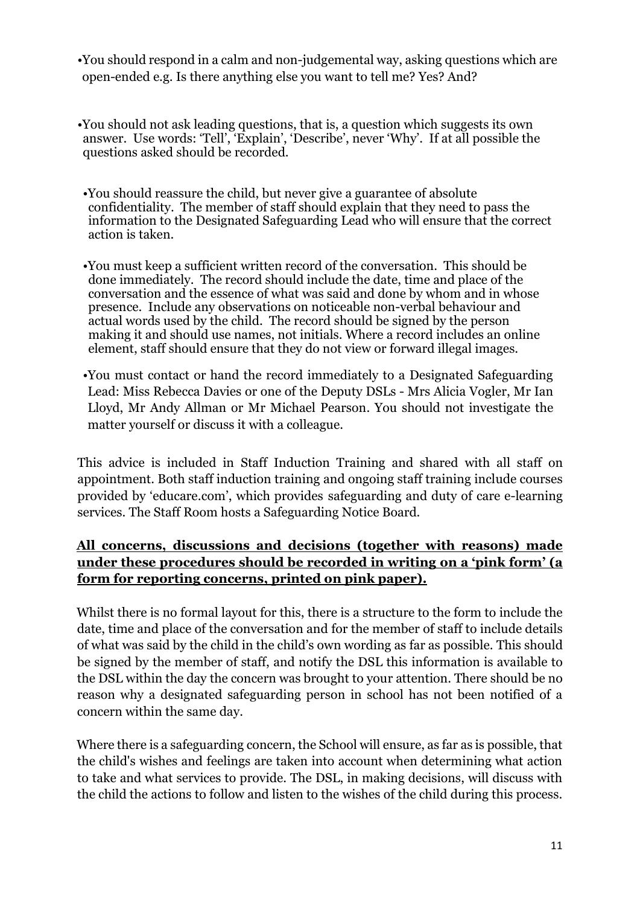- You should respond in a calm and non-judgemental way, asking questions which are open-ended e.g. Is there anything else you want to tell me? Yes? And?

- You should not ask leading questions, that is, a question which suggests its own answer. Use words: 'Tell', 'Explain', 'Describe', never 'Why'. If at all possible the questions asked should be recorded.

- You should reassure the child, but never give a guarantee of absolute confidentiality. The member of staff should explain that they need to pass the information to the Designated Safeguarding Lead who will ensure that the correct action is taken.

- You must keep a sufficient written record of the conversation. This should be done immediately. The record should include the date, time and place of the conversation and the essence of what was said and done by whom and in whose presence. Include any observations on noticeable non-verbal behaviour and actual words used by the child. The record should be signed by the person making it and should use names, not initials. Where a record includes an online element, staff should ensure that they do not view or forward illegal images.

- You must contact or hand the record immediately to a Designated Safeguarding Lead: Miss Rebecca Davies or one of the Deputy DSLs - Mrs Alicia Vogler, Mr Ian Lloyd, Mr Andy Allman or Mr Michael Pearson. You should not investigate the matter yourself or discuss it with a colleague.

This advice is included in Staff Induction Training and shared with all staff on appointment. Both staff induction training and ongoing staff training include courses provided by 'educare.com', which provides safeguarding and duty of care e-learning services. The Staff Room hosts a Safeguarding Notice Board.

**All concerns, discussions and decisions (together with reasons) made under these procedures should be recorded in writing on a 'pink form' (a form for reporting concerns, printed on pink paper).**

Whilst there is no formal layout for this, there is a structure to the form to include the date, time and place of the conversation and for the member of staff to include details of what was said by the child in the child's own wording as far as possible. This should be signed by the member of staff, and notify the DSL this information is available to the DSL within the day the concern was brought to your attention. There should be no reason why a designated safeguarding person in school has not been notified of a concern within the same day.

Where there is a safeguarding concern, the School will ensure, as far as is possible, that the child's wishes and feelings are taken into account when determining what action to take and what services to provide. The DSL, in making decisions, will discuss with the child the actions to follow and listen to the wishes of the child during this process.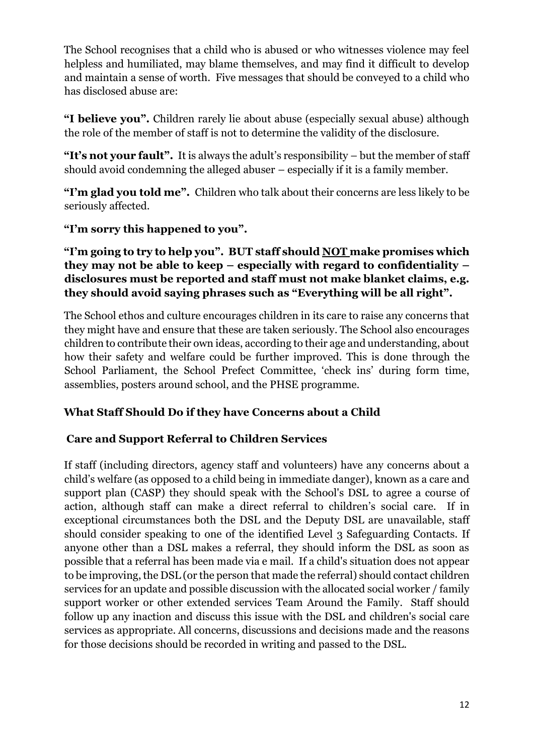The School recognises that a child who is abused or who witnesses violence may feel helpless and humiliated, may blame themselves, and may find it difficult to develop and maintain a sense of worth. Five messages that should be conveyed to a child who has disclosed abuse are:

**"I believe you".** Children rarely lie about abuse (especially sexual abuse) although the role of the member of staff is not to determine the validity of the disclosure.

**"It's not your fault".** It is always the adult's responsibility – but the member of staff should avoid condemning the alleged abuser – especially if it is a family member.

**"I'm glad you told me".** Children who talk about their concerns are less likely to be seriously affected.

**"I'm sorry this happened to you".**

**"I'm going to try to help you". BUT staff should <u>NOT</u> make promises which they may not be able to keep – especially with regard to confidentiality – disclosures must be reported and staff must not make blanket claims, e.g. they should avoid saying phrases such as "Everything will be all right".**

The School ethos and culture encourages children in its care to raise any concerns that they might have and ensure that these are taken seriously. The School also encourages children to contribute their own ideas, according to their age and understanding, about how their safety and welfare could be further improved. This is done through the School Parliament, the School Prefect Committee, 'check ins' during form time, assemblies, posters around school, and the PHSE programme.

### What Staff Should Do if they have Concerns about a Child

### Care and Support Referral to Children Services

If staff (including directors, agency staff and volunteers) have any concerns about a child's welfare (as opposed to a child being in immediate danger), known as a care and support plan (CASP) they should speak with the School's DSL to agree a course of action, although staff can make a direct referral to children's social care. If in exceptional circumstances both the DSL and the Deputy DSL are unavailable, staff should consider speaking to one of the identified Level 3 Safeguarding Contacts. If anyone other than a DSL makes a referral, they should inform the DSL as soon as possible that a referral has been made via e mail. If a child's situation does not appear to be improving, the DSL (or the person that made the referral) should contact children services for an update and possible discussion with the allocated social worker / family support worker or other extended services Team Around the Family. Staff should follow up any inaction and discuss this issue with the DSL and children's social care services as appropriate. All concerns, discussions and decisions made and the reasons for those decisions should be recorded in writing and passed to the DSL.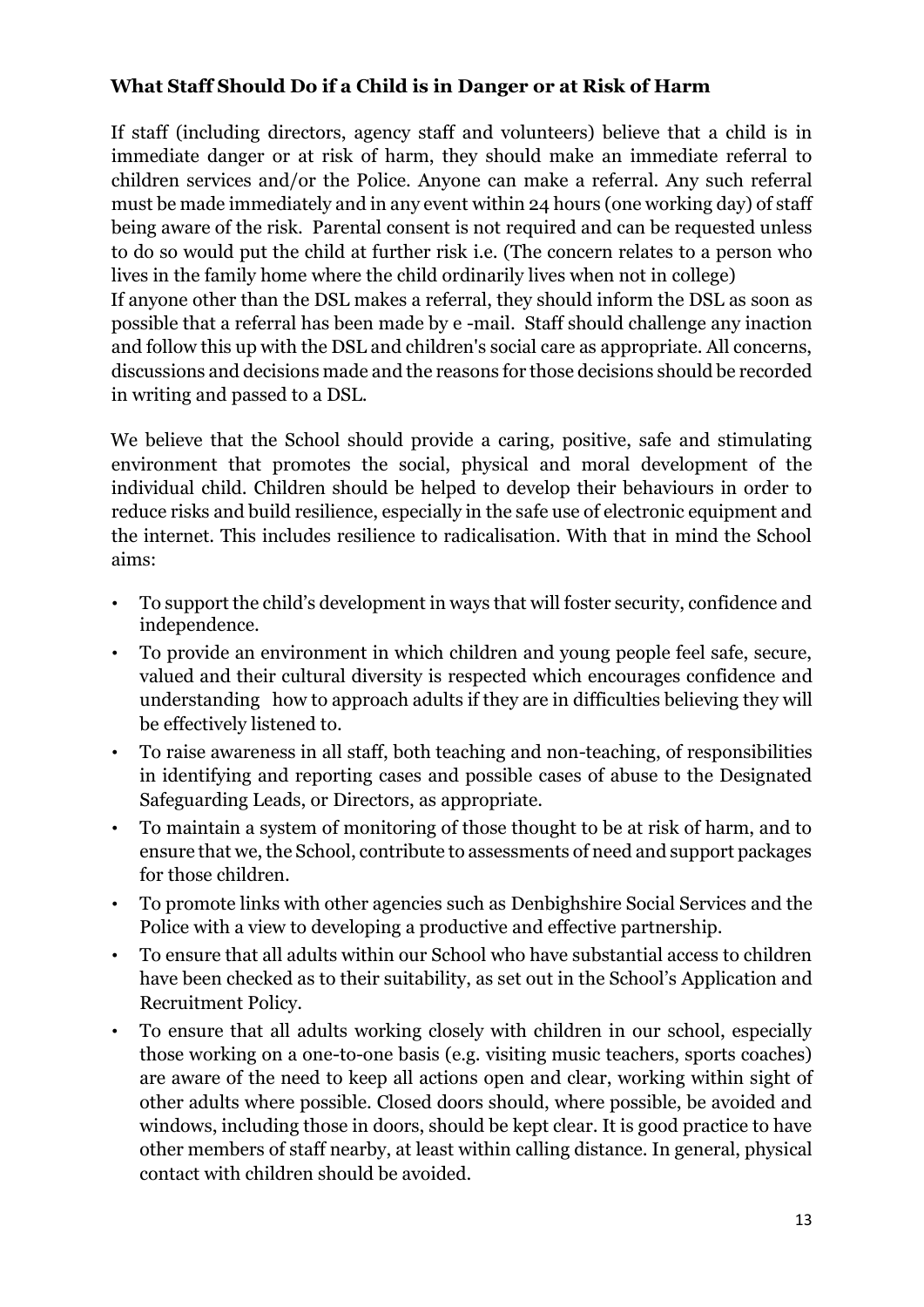### **What Staff Should Do if a Child is in Danger or at Risk of Harm**

If staff (including directors, agency staff and volunteers) believe that a child is in immediate danger or at risk of harm, they should make an immediate referral to children services and/or the Police. Anyone can make a referral. Any such referral must be made immediately and in any event within 24 hours (one working day) of staff being aware of the risk. Parental consent is not required and can be requested unless to do so would put the child at further risk i.e. (The concern relates to a person who lives in the family home where the child ordinarily lives when not in college)
If anyone other than the DSL makes a referral, they should inform the DSL as soon as possible that a referral has been made by e -mail. Staff should challenge any inaction and follow this up with the DSL and children's social care as appropriate. All concerns, discussions and decisions made and the reasons for those decisions should be recorded in writing and passed to a DSL.

We believe that the School should provide a caring, positive, safe and stimulating environment that promotes the social, physical and moral development of the individual child. Children should be helped to develop their behaviours in order to reduce risks and build resilience, especially in the safe use of electronic equipment and the internet. This includes resilience to radicalisation. With that in mind the School aims:

- To support the child's development in ways that will foster security, confidence and independence.
- To provide an environment in which children and young people feel safe, secure, valued and their cultural diversity is respected which encourages confidence and understanding how to approach adults if they are in difficulties believing they will be effectively listened to.
- To raise awareness in all staff, both teaching and non-teaching, of responsibilities in identifying and reporting cases and possible cases of abuse to the Designated Safeguarding Leads, or Directors, as appropriate.
- To maintain a system of monitoring of those thought to be at risk of harm, and to ensure that we, the School, contribute to assessments of need and support packages for those children.
- To promote links with other agencies such as Denbighshire Social Services and the Police with a view to developing a productive and effective partnership.
- To ensure that all adults within our School who have substantial access to children have been checked as to their suitability, as set out in the School's Application and Recruitment Policy.
- To ensure that all adults working closely with children in our school, especially those working on a one-to-one basis (e.g. visiting music teachers, sports coaches) are aware of the need to keep all actions open and clear, working within sight of other adults where possible. Closed doors should, where possible, be avoided and windows, including those in doors, should be kept clear. It is good practice to have other members of staff nearby, at least within calling distance. In general, physical contact with children should be avoided.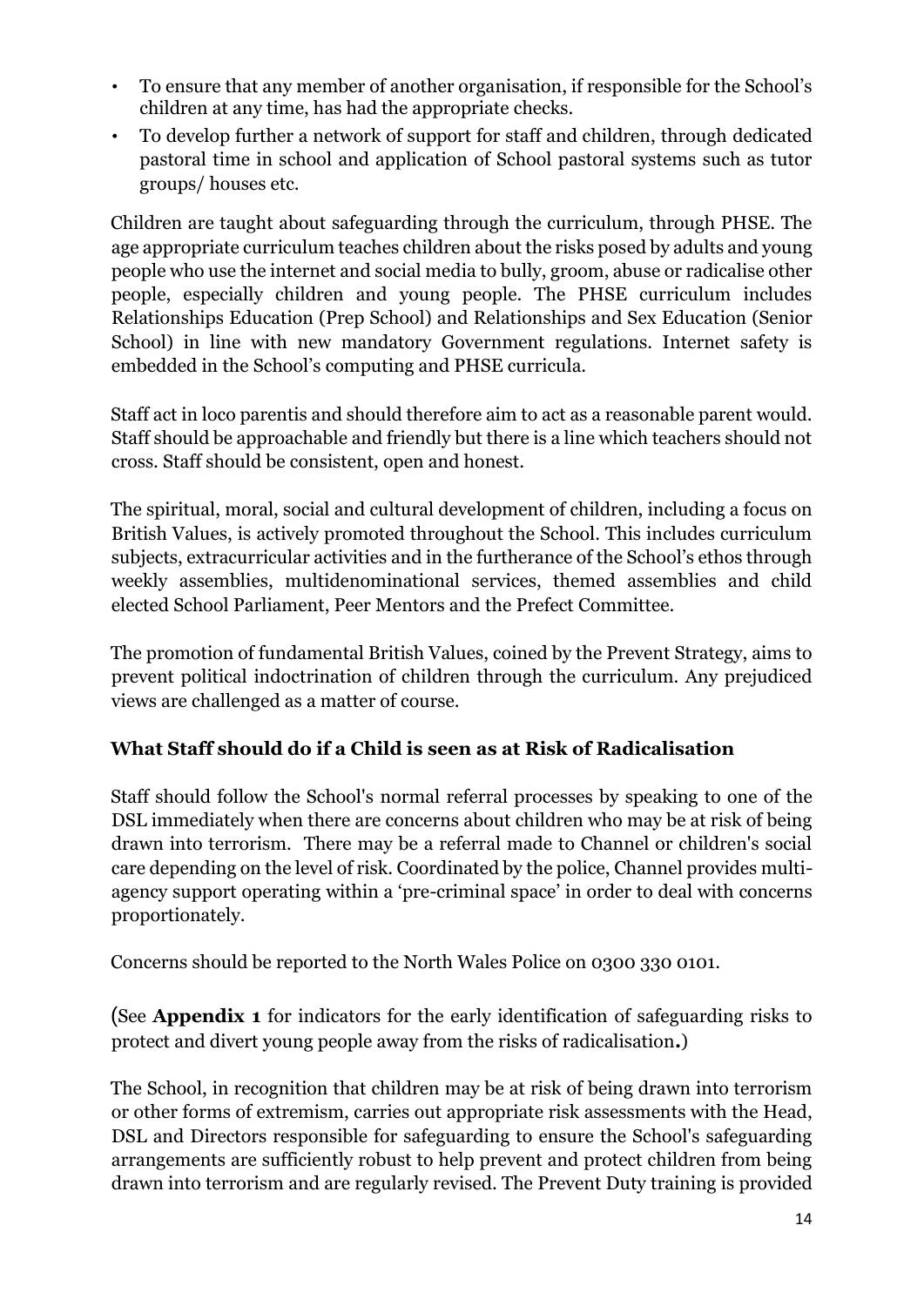- To ensure that any member of another organisation, if responsible for the School's children at any time, has had the appropriate checks.
- To develop further a network of support for staff and children, through dedicated pastoral time in school and application of School pastoral systems such as tutor groups/ houses etc.

Children are taught about safeguarding through the curriculum, through PHSE. The age appropriate curriculum teaches children about the risks posed by adults and young people who use the internet and social media to bully, groom, abuse or radicalise other people, especially children and young people. The PHSE curriculum includes Relationships Education (Prep School) and Relationships and Sex Education (Senior School) in line with new mandatory Government regulations. Internet safety is embedded in the School's computing and PHSE curricula.

Staff act in loco parentis and should therefore aim to act as a reasonable parent would. Staff should be approachable and friendly but there is a line which teachers should not cross. Staff should be consistent, open and honest.

The spiritual, moral, social and cultural development of children, including a focus on British Values, is actively promoted throughout the School. This includes curriculum subjects, extracurricular activities and in the furtherance of the School's ethos through weekly assemblies, multidenominational services, themed assemblies and child elected School Parliament, Peer Mentors and the Prefect Committee.

The promotion of fundamental British Values, coined by the Prevent Strategy, aims to prevent political indoctrination of children through the curriculum. Any prejudiced views are challenged as a matter of course.

### What Staff should do if a Child is seen as at Risk of Radicalisation

Staff should follow the School's normal referral processes by speaking to one of the DSL immediately when there are concerns about children who may be at risk of being drawn into terrorism. There may be a referral made to Channel or children's social care depending on the level of risk. Coordinated by the police, Channel provides multi-agency support operating within a 'pre-criminal space' in order to deal with concerns proportionately.

Concerns should be reported to the North Wales Police on 0300 330 0101.

(See **Appendix 1** for indicators for the early identification of safeguarding risks to protect and divert young people away from the risks of radicalisation**.**)

The School, in recognition that children may be at risk of being drawn into terrorism or other forms of extremism, carries out appropriate risk assessments with the Head, DSL and Directors responsible for safeguarding to ensure the School's safeguarding arrangements are sufficiently robust to help prevent and protect children from being drawn into terrorism and are regularly revised. The Prevent Duty training is provided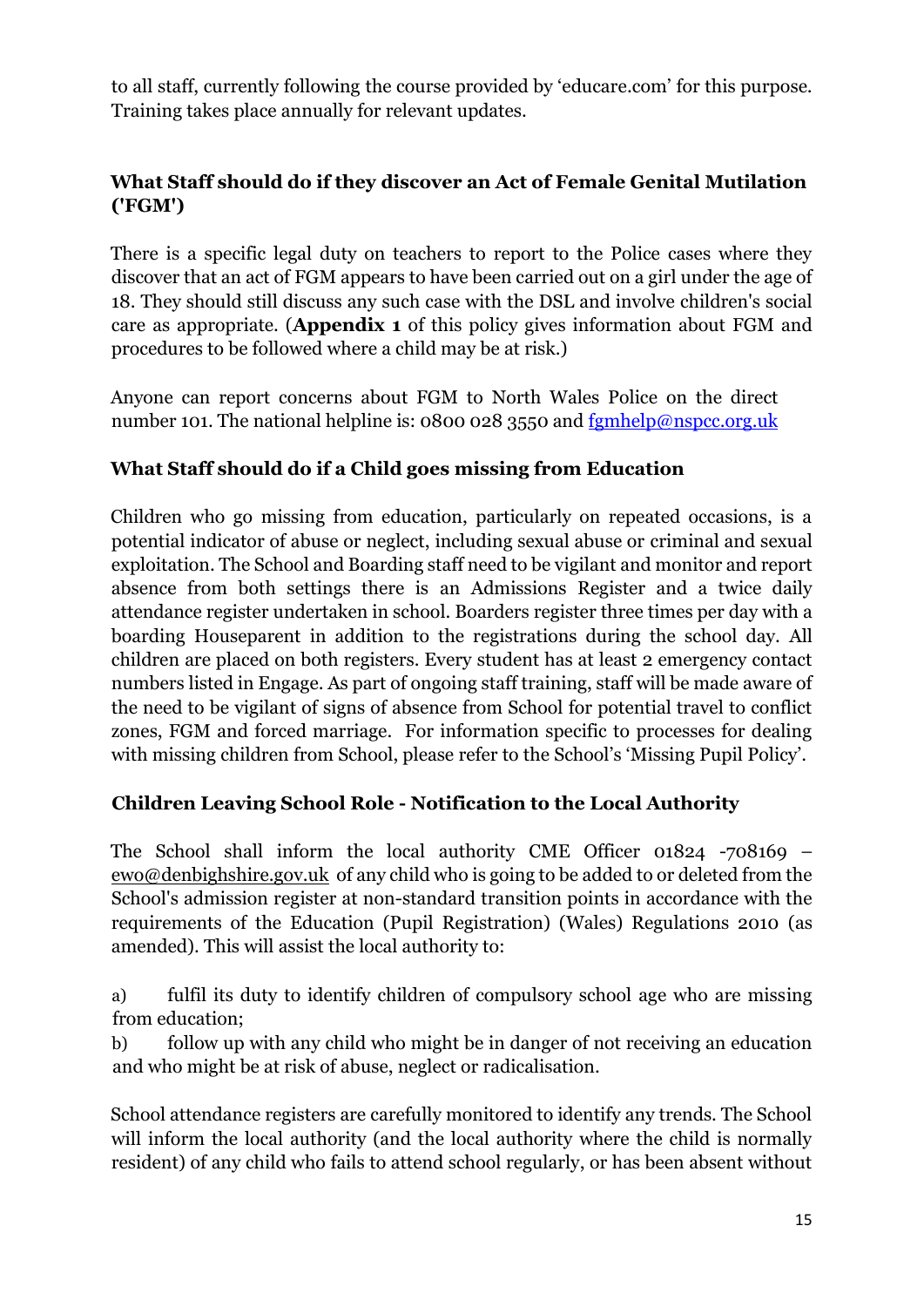to all staff, currently following the course provided by 'educare.com' for this purpose. Training takes place annually for relevant updates.

## What Staff should do if they discover an Act of Female Genital Mutilation ('FGM')

There is a specific legal duty on teachers to report to the Police cases where they discover that an act of FGM appears to have been carried out on a girl under the age of 18. They should still discuss any such case with the DSL and involve children's social care as appropriate. (**Appendix 1** of this policy gives information about FGM and procedures to be followed where a child may be at risk.)

Anyone can report concerns about FGM to North Wales Police on the direct number 101. The national helpline is: 0800 028 3550 and fgmhelp@nspcc.org.uk

## What Staff should do if a Child goes missing from Education

Children who go missing from education, particularly on repeated occasions, is a potential indicator of abuse or neglect, including sexual abuse or criminal and sexual exploitation. The School and Boarding staff need to be vigilant and monitor and report absence from both settings there is an Admissions Register and a twice daily attendance register undertaken in school. Boarders register three times per day with a boarding Houseparent in addition to the registrations during the school day. All children are placed on both registers. Every student has at least 2 emergency contact numbers listed in Engage. As part of ongoing staff training, staff will be made aware of the need to be vigilant of signs of absence from School for potential travel to conflict zones, FGM and forced marriage. For information specific to processes for dealing with missing children from School, please refer to the School's 'Missing Pupil Policy'.

## Children Leaving School Role - Notification to the Local Authority

The School shall inform the local authority CME Officer 01824 -708169 – ewo@denbighshire.gov.uk of any child who is going to be added to or deleted from the School's admission register at non-standard transition points in accordance with the requirements of the Education (Pupil Registration) (Wales) Regulations 2010 (as amended). This will assist the local authority to:

a) fulfil its duty to identify children of compulsory school age who are missing from education;

b) follow up with any child who might be in danger of not receiving an education and who might be at risk of abuse, neglect or radicalisation.

School attendance registers are carefully monitored to identify any trends. The School will inform the local authority (and the local authority where the child is normally resident) of any child who fails to attend school regularly, or has been absent without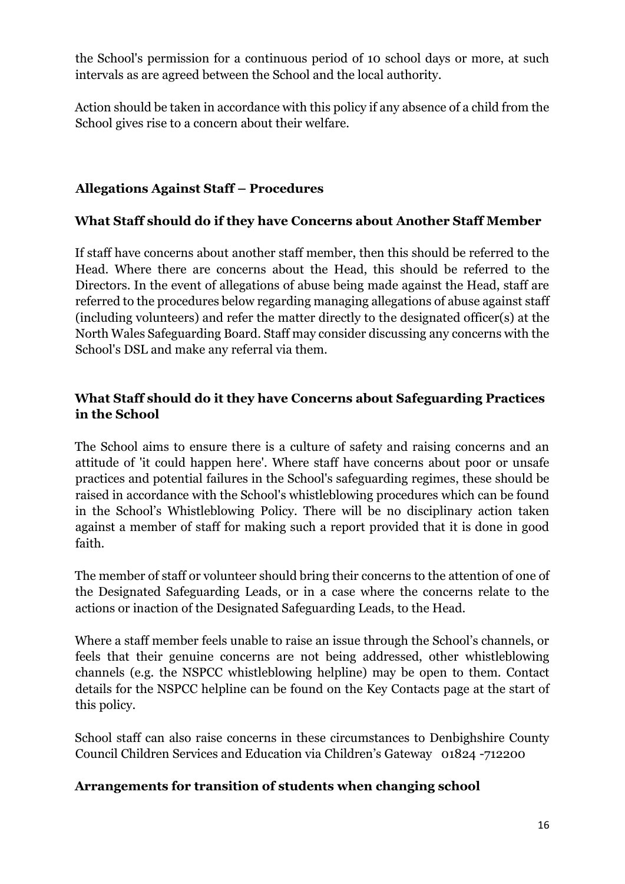the School's permission for a continuous period of 10 school days or more, at such intervals as are agreed between the School and the local authority.

Action should be taken in accordance with this policy if any absence of a child from the School gives rise to a concern about their welfare.

## Allegations Against Staff – Procedures

### What Staff should do if they have Concerns about Another Staff Member

If staff have concerns about another staff member, then this should be referred to the Head. Where there are concerns about the Head, this should be referred to the Directors. In the event of allegations of abuse being made against the Head, staff are referred to the procedures below regarding managing allegations of abuse against staff (including volunteers) and refer the matter directly to the designated officer(s) at the North Wales Safeguarding Board. Staff may consider discussing any concerns with the School's DSL and make any referral via them.

### What Staff should do it they have Concerns about Safeguarding Practices in the School

The School aims to ensure there is a culture of safety and raising concerns and an attitude of 'it could happen here'. Where staff have concerns about poor or unsafe practices and potential failures in the School's safeguarding regimes, these should be raised in accordance with the School's whistleblowing procedures which can be found in the School's Whistleblowing Policy. There will be no disciplinary action taken against a member of staff for making such a report provided that it is done in good faith.

The member of staff or volunteer should bring their concerns to the attention of one of the Designated Safeguarding Leads, or in a case where the concerns relate to the actions or inaction of the Designated Safeguarding Leads, to the Head.

Where a staff member feels unable to raise an issue through the School's channels, or feels that their genuine concerns are not being addressed, other whistleblowing channels (e.g. the NSPCC whistleblowing helpline) may be open to them. Contact details for the NSPCC helpline can be found on the Key Contacts page at the start of this policy.

School staff can also raise concerns in these circumstances to Denbighshire County Council Children Services and Education via Children's Gateway 01824 -712200

### Arrangements for transition of students when changing school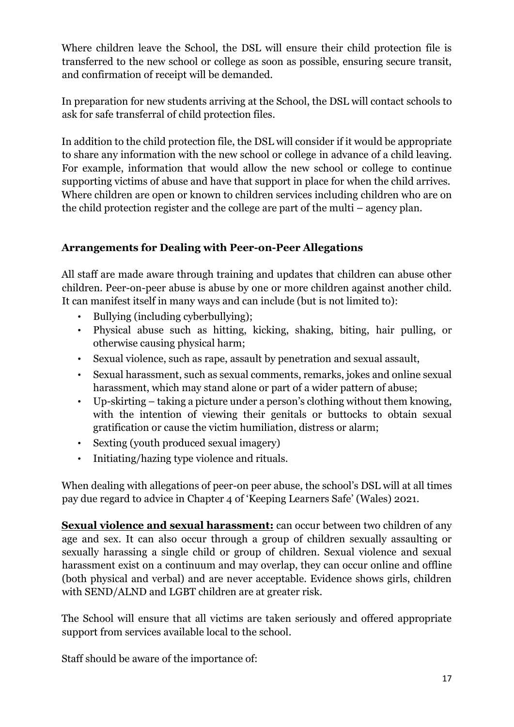Where children leave the School, the DSL will ensure their child protection file is transferred to the new school or college as soon as possible, ensuring secure transit, and confirmation of receipt will be demanded.

In preparation for new students arriving at the School, the DSL will contact schools to ask for safe transferral of child protection files.

In addition to the child protection file, the DSL will consider if it would be appropriate to share any information with the new school or college in advance of a child leaving. For example, information that would allow the new school or college to continue supporting victims of abuse and have that support in place for when the child arrives. Where children are open or known to children services including children who are on the child protection register and the college are part of the multi – agency plan.

### Arrangements for Dealing with Peer-on-Peer Allegations

All staff are made aware through training and updates that children can abuse other children. Peer-on-peer abuse is abuse by one or more children against another child. It can manifest itself in many ways and can include (but is not limited to):

- Bullying (including cyberbullying);
- Physical abuse such as hitting, kicking, shaking, biting, hair pulling, or otherwise causing physical harm;
- Sexual violence, such as rape, assault by penetration and sexual assault,
- Sexual harassment, such as sexual comments, remarks, jokes and online sexual harassment, which may stand alone or part of a wider pattern of abuse;
- Up-skirting – taking a picture under a person's clothing without them knowing, with the intention of viewing their genitals or buttocks to obtain sexual gratification or cause the victim humiliation, distress or alarm;
- Sexting (youth produced sexual imagery)
- Initiating/hazing type violence and rituals.

When dealing with allegations of peer-on peer abuse, the school's DSL will at all times pay due regard to advice in Chapter 4 of 'Keeping Learners Safe' (Wales) 2021.

**Sexual violence and sexual harassment:** can occur between two children of any age and sex. It can also occur through a group of children sexually assaulting or sexually harassing a single child or group of children. Sexual violence and sexual harassment exist on a continuum and may overlap, they can occur online and offline (both physical and verbal) and are never acceptable. Evidence shows girls, children with SEND/ALND and LGBT children are at greater risk.

The School will ensure that all victims are taken seriously and offered appropriate support from services available local to the school.

Staff should be aware of the importance of: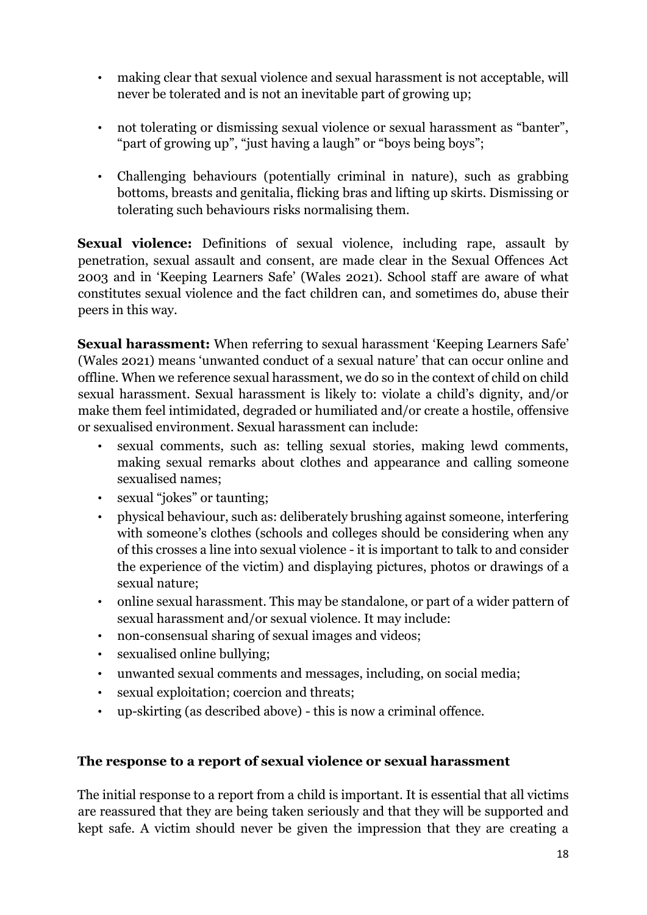- making clear that sexual violence and sexual harassment is not acceptable, will never be tolerated and is not an inevitable part of growing up;

- not tolerating or dismissing sexual violence or sexual harassment as "banter", "part of growing up", "just having a laugh" or "boys being boys";

- Challenging behaviours (potentially criminal in nature), such as grabbing bottoms, breasts and genitalia, flicking bras and lifting up skirts. Dismissing or tolerating such behaviours risks normalising them.

**Sexual violence:** Definitions of sexual violence, including rape, assault by penetration, sexual assault and consent, are made clear in the Sexual Offences Act 2003 and in 'Keeping Learners Safe' (Wales 2021). School staff are aware of what constitutes sexual violence and the fact children can, and sometimes do, abuse their peers in this way.

**Sexual harassment:** When referring to sexual harassment 'Keeping Learners Safe' (Wales 2021) means 'unwanted conduct of a sexual nature' that can occur online and offline. When we reference sexual harassment, we do so in the context of child on child sexual harassment. Sexual harassment is likely to: violate a child's dignity, and/or make them feel intimidated, degraded or humiliated and/or create a hostile, offensive or sexualised environment. Sexual harassment can include:

- sexual comments, such as: telling sexual stories, making lewd comments, making sexual remarks about clothes and appearance and calling someone sexualised names;
- sexual "jokes" or taunting;
- physical behaviour, such as: deliberately brushing against someone, interfering with someone's clothes (schools and colleges should be considering when any of this crosses a line into sexual violence - it is important to talk to and consider the experience of the victim) and displaying pictures, photos or drawings of a sexual nature;
- online sexual harassment. This may be standalone, or part of a wider pattern of sexual harassment and/or sexual violence. It may include:
- non-consensual sharing of sexual images and videos;
- sexualised online bullying;
- unwanted sexual comments and messages, including, on social media;
- sexual exploitation; coercion and threats;
- up-skirting (as described above) - this is now a criminal offence.

### The response to a report of sexual violence or sexual harassment

The initial response to a report from a child is important. It is essential that all victims are reassured that they are being taken seriously and that they will be supported and kept safe. A victim should never be given the impression that they are creating a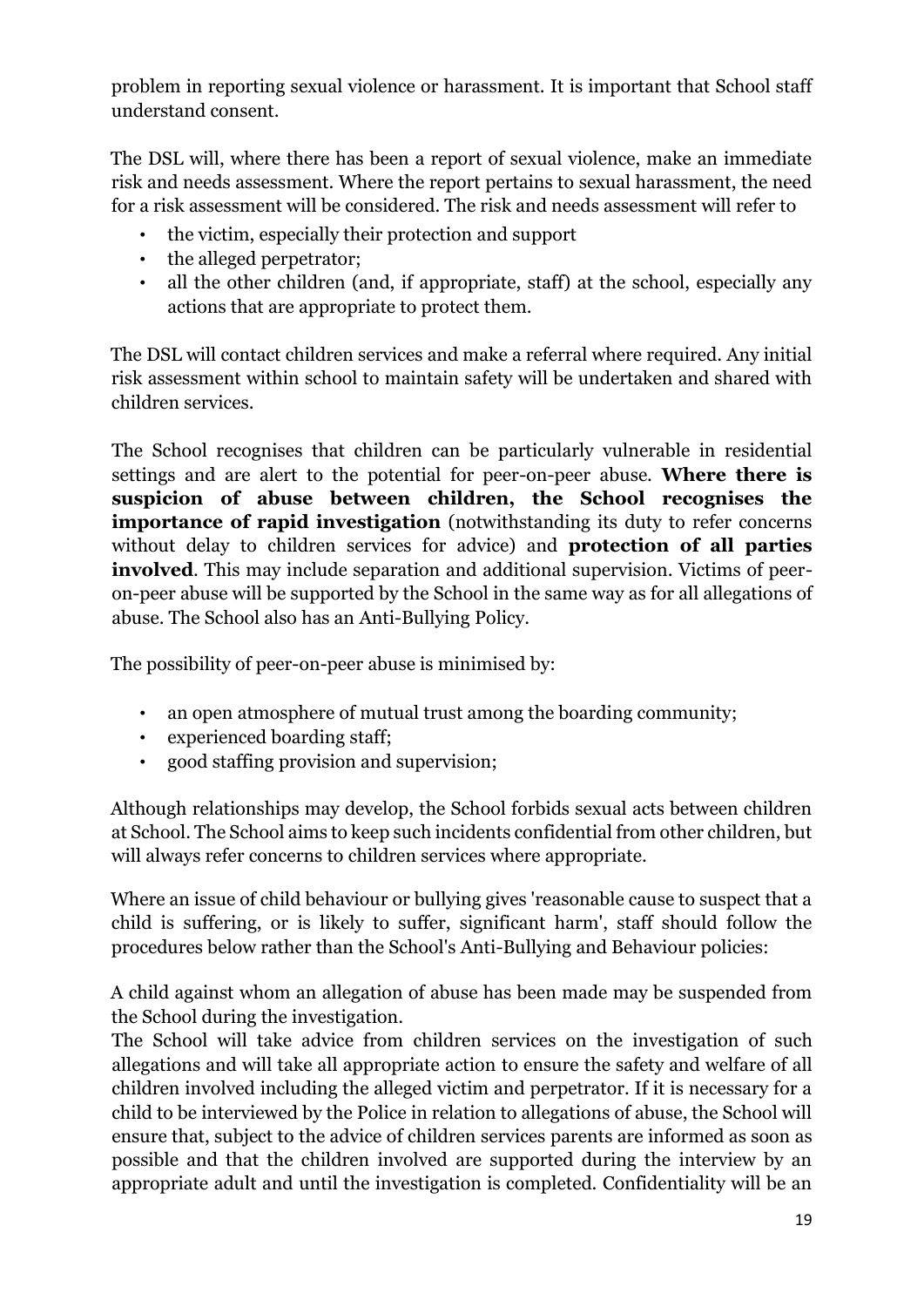problem in reporting sexual violence or harassment. It is important that School staff understand consent.

The DSL will, where there has been a report of sexual violence, make an immediate risk and needs assessment. Where the report pertains to sexual harassment, the need for a risk assessment will be considered. The risk and needs assessment will refer to

- the victim, especially their protection and support
- the alleged perpetrator;
- all the other children (and, if appropriate, staff) at the school, especially any actions that are appropriate to protect them.

The DSL will contact children services and make a referral where required. Any initial risk assessment within school to maintain safety will be undertaken and shared with children services.

The School recognises that children can be particularly vulnerable in residential settings and are alert to the potential for peer-on-peer abuse. **Where there is suspicion of abuse between children, the School recognises the importance of rapid investigation** (notwithstanding its duty to refer concerns without delay to children services for advice) and **protection of all parties involved**. This may include separation and additional supervision. Victims of peer-on-peer abuse will be supported by the School in the same way as for all allegations of abuse. The School also has an Anti-Bullying Policy.

The possibility of peer-on-peer abuse is minimised by:

- an open atmosphere of mutual trust among the boarding community;
- experienced boarding staff;
- good staffing provision and supervision;

Although relationships may develop, the School forbids sexual acts between children at School. The School aims to keep such incidents confidential from other children, but will always refer concerns to children services where appropriate.

Where an issue of child behaviour or bullying gives 'reasonable cause to suspect that a child is suffering, or is likely to suffer, significant harm', staff should follow the procedures below rather than the School's Anti-Bullying and Behaviour policies:

A child against whom an allegation of abuse has been made may be suspended from the School during the investigation.
The School will take advice from children services on the investigation of such allegations and will take all appropriate action to ensure the safety and welfare of all children involved including the alleged victim and perpetrator. If it is necessary for a child to be interviewed by the Police in relation to allegations of abuse, the School will ensure that, subject to the advice of children services parents are informed as soon as possible and that the children involved are supported during the interview by an appropriate adult and until the investigation is completed. Confidentiality will be an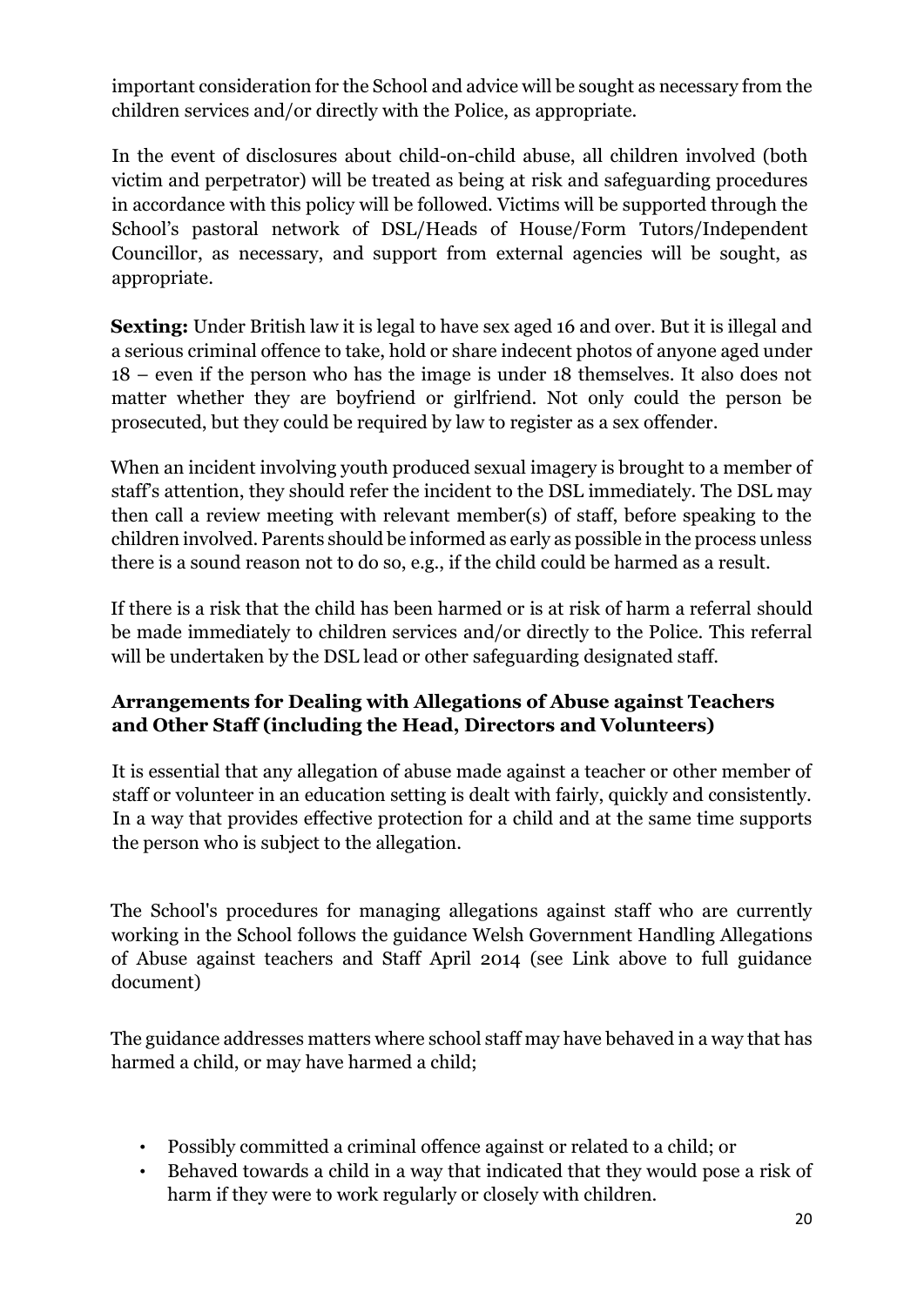important consideration for the School and advice will be sought as necessary from the children services and/or directly with the Police, as appropriate.

In the event of disclosures about child-on-child abuse, all children involved (both victim and perpetrator) will be treated as being at risk and safeguarding procedures in accordance with this policy will be followed. Victims will be supported through the School's pastoral network of DSL/Heads of House/Form Tutors/Independent Councillor, as necessary, and support from external agencies will be sought, as appropriate.

**Sexting:** Under British law it is legal to have sex aged 16 and over. But it is illegal and a serious criminal offence to take, hold or share indecent photos of anyone aged under 18 – even if the person who has the image is under 18 themselves. It also does not matter whether they are boyfriend or girlfriend. Not only could the person be prosecuted, but they could be required by law to register as a sex offender.

When an incident involving youth produced sexual imagery is brought to a member of staff's attention, they should refer the incident to the DSL immediately. The DSL may then call a review meeting with relevant member(s) of staff, before speaking to the children involved. Parents should be informed as early as possible in the process unless there is a sound reason not to do so, e.g., if the child could be harmed as a result.

If there is a risk that the child has been harmed or is at risk of harm a referral should be made immediately to children services and/or directly to the Police. This referral will be undertaken by the DSL lead or other safeguarding designated staff.

### Arrangements for Dealing with Allegations of Abuse against Teachers and Other Staff (including the Head, Directors and Volunteers)

It is essential that any allegation of abuse made against a teacher or other member of staff or volunteer in an education setting is dealt with fairly, quickly and consistently. In a way that provides effective protection for a child and at the same time supports the person who is subject to the allegation.

The School's procedures for managing allegations against staff who are currently working in the School follows the guidance Welsh Government Handling Allegations of Abuse against teachers and Staff April 2014 (see Link above to full guidance document)

The guidance addresses matters where school staff may have behaved in a way that has harmed a child, or may have harmed a child;

- Possibly committed a criminal offence against or related to a child; or
- Behaved towards a child in a way that indicated that they would pose a risk of harm if they were to work regularly or closely with children.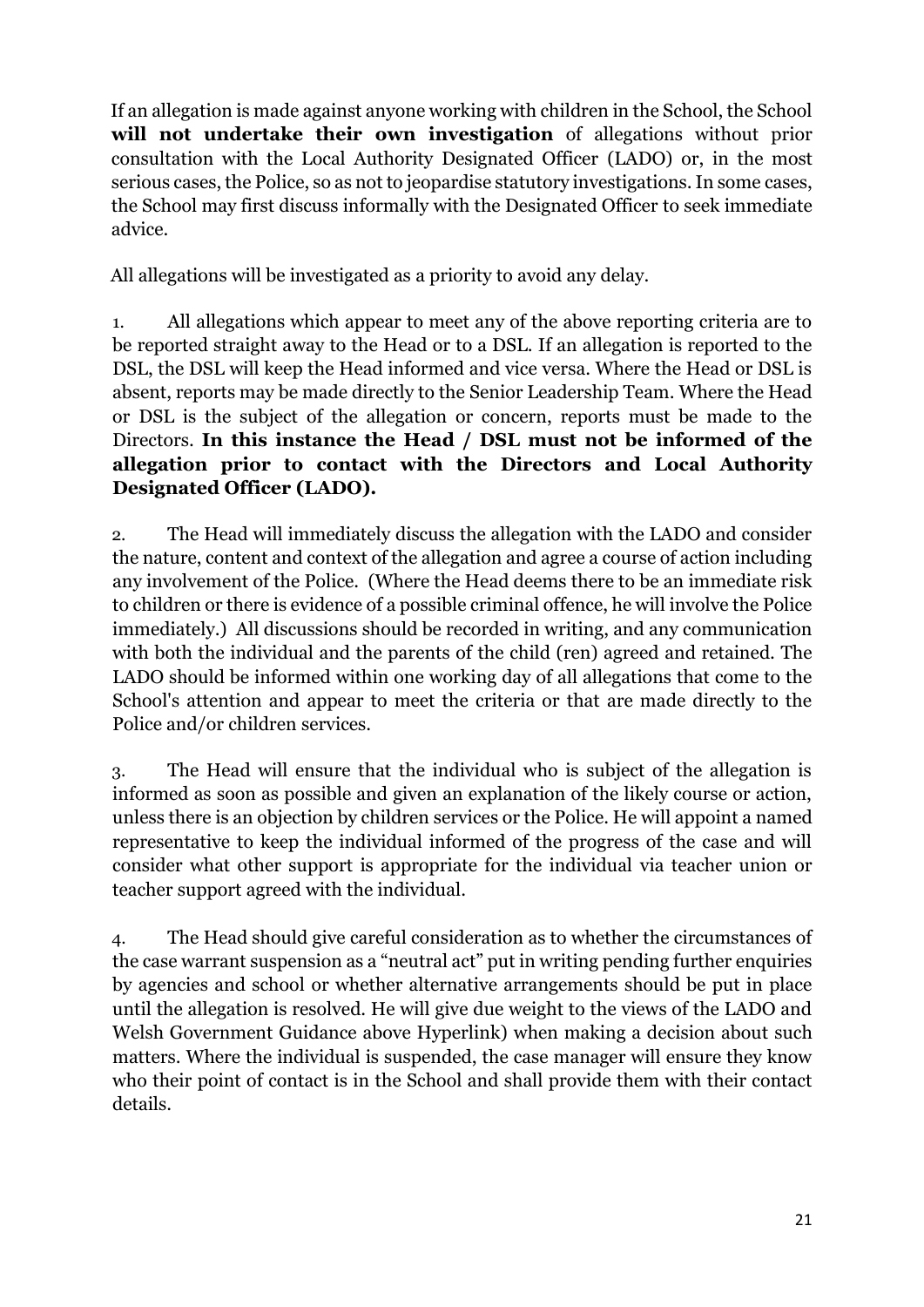If an allegation is made against anyone working with children in the School, the School **will not undertake their own investigation** of allegations without prior consultation with the Local Authority Designated Officer (LADO) or, in the most serious cases, the Police, so as not to jeopardise statutory investigations. In some cases, the School may first discuss informally with the Designated Officer to seek immediate advice.

All allegations will be investigated as a priority to avoid any delay.

1. All allegations which appear to meet any of the above reporting criteria are to be reported straight away to the Head or to a DSL. If an allegation is reported to the DSL, the DSL will keep the Head informed and vice versa. Where the Head or DSL is absent, reports may be made directly to the Senior Leadership Team. Where the Head or DSL is the subject of the allegation or concern, reports must be made to the Directors. **In this instance the Head / DSL must not be informed of the allegation prior to contact with the Directors and Local Authority Designated Officer (LADO).**

2. The Head will immediately discuss the allegation with the LADO and consider the nature, content and context of the allegation and agree a course of action including any involvement of the Police. (Where the Head deems there to be an immediate risk to children or there is evidence of a possible criminal offence, he will involve the Police immediately.) All discussions should be recorded in writing, and any communication with both the individual and the parents of the child (ren) agreed and retained. The LADO should be informed within one working day of all allegations that come to the School's attention and appear to meet the criteria or that are made directly to the Police and/or children services.

3. The Head will ensure that the individual who is subject of the allegation is informed as soon as possible and given an explanation of the likely course or action, unless there is an objection by children services or the Police. He will appoint a named representative to keep the individual informed of the progress of the case and will consider what other support is appropriate for the individual via teacher union or teacher support agreed with the individual.

4. The Head should give careful consideration as to whether the circumstances of the case warrant suspension as a "neutral act" put in writing pending further enquiries by agencies and school or whether alternative arrangements should be put in place until the allegation is resolved. He will give due weight to the views of the LADO and Welsh Government Guidance above Hyperlink) when making a decision about such matters. Where the individual is suspended, the case manager will ensure they know who their point of contact is in the School and shall provide them with their contact details.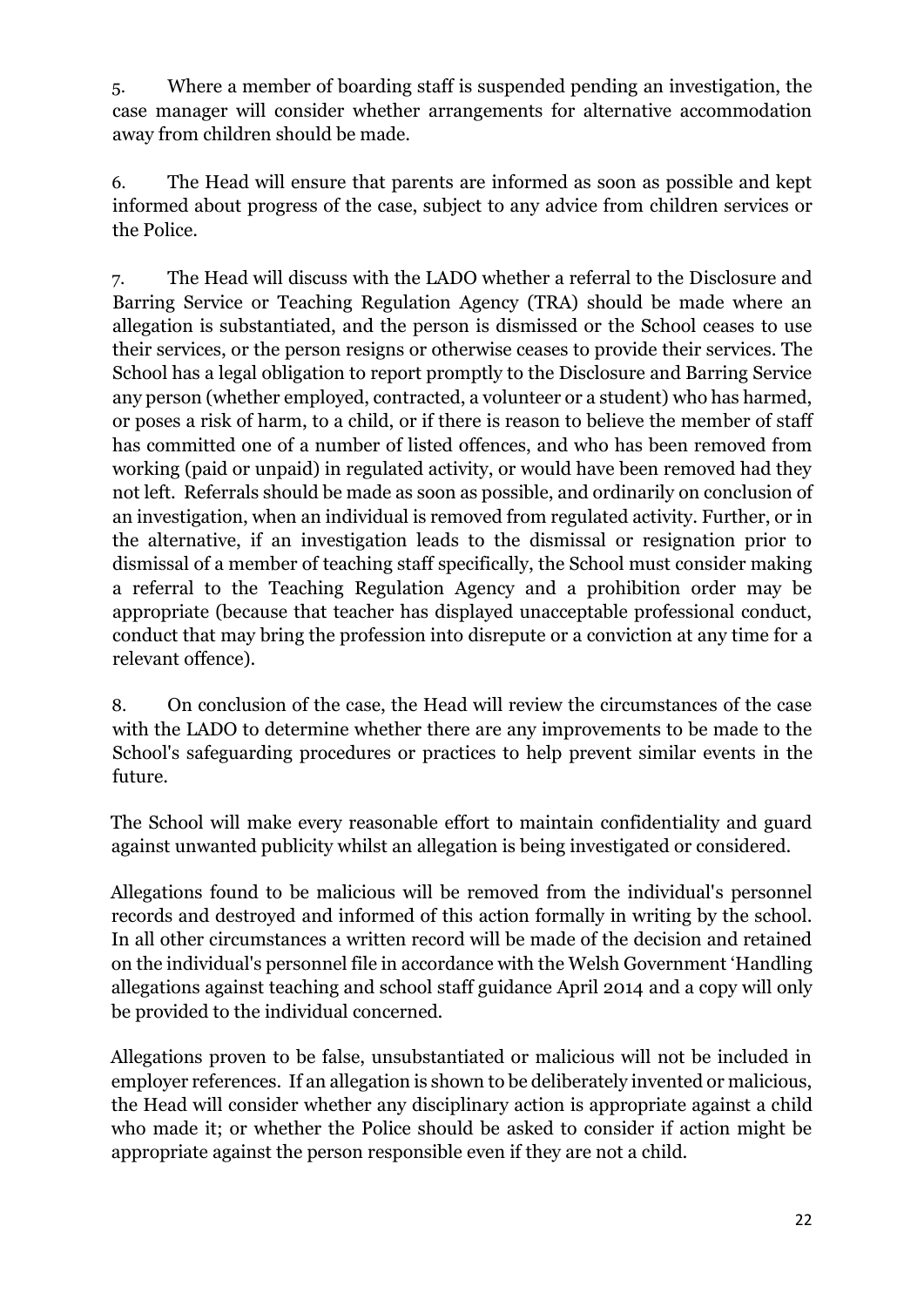5. Where a member of boarding staff is suspended pending an investigation, the case manager will consider whether arrangements for alternative accommodation away from children should be made.

6. The Head will ensure that parents are informed as soon as possible and kept informed about progress of the case, subject to any advice from children services or the Police.

7. The Head will discuss with the LADO whether a referral to the Disclosure and Barring Service or Teaching Regulation Agency (TRA) should be made where an allegation is substantiated, and the person is dismissed or the School ceases to use their services, or the person resigns or otherwise ceases to provide their services. The School has a legal obligation to report promptly to the Disclosure and Barring Service any person (whether employed, contracted, a volunteer or a student) who has harmed, or poses a risk of harm, to a child, or if there is reason to believe the member of staff has committed one of a number of listed offences, and who has been removed from working (paid or unpaid) in regulated activity, or would have been removed had they not left. Referrals should be made as soon as possible, and ordinarily on conclusion of an investigation, when an individual is removed from regulated activity. Further, or in the alternative, if an investigation leads to the dismissal or resignation prior to dismissal of a member of teaching staff specifically, the School must consider making a referral to the Teaching Regulation Agency and a prohibition order may be appropriate (because that teacher has displayed unacceptable professional conduct, conduct that may bring the profession into disrepute or a conviction at any time for a relevant offence).

8. On conclusion of the case, the Head will review the circumstances of the case with the LADO to determine whether there are any improvements to be made to the School's safeguarding procedures or practices to help prevent similar events in the future.

The School will make every reasonable effort to maintain confidentiality and guard against unwanted publicity whilst an allegation is being investigated or considered.

Allegations found to be malicious will be removed from the individual's personnel records and destroyed and informed of this action formally in writing by the school. In all other circumstances a written record will be made of the decision and retained on the individual's personnel file in accordance with the Welsh Government 'Handling allegations against teaching and school staff guidance April 2014 and a copy will only be provided to the individual concerned.

Allegations proven to be false, unsubstantiated or malicious will not be included in employer references. If an allegation is shown to be deliberately invented or malicious, the Head will consider whether any disciplinary action is appropriate against a child who made it; or whether the Police should be asked to consider if action might be appropriate against the person responsible even if they are not a child.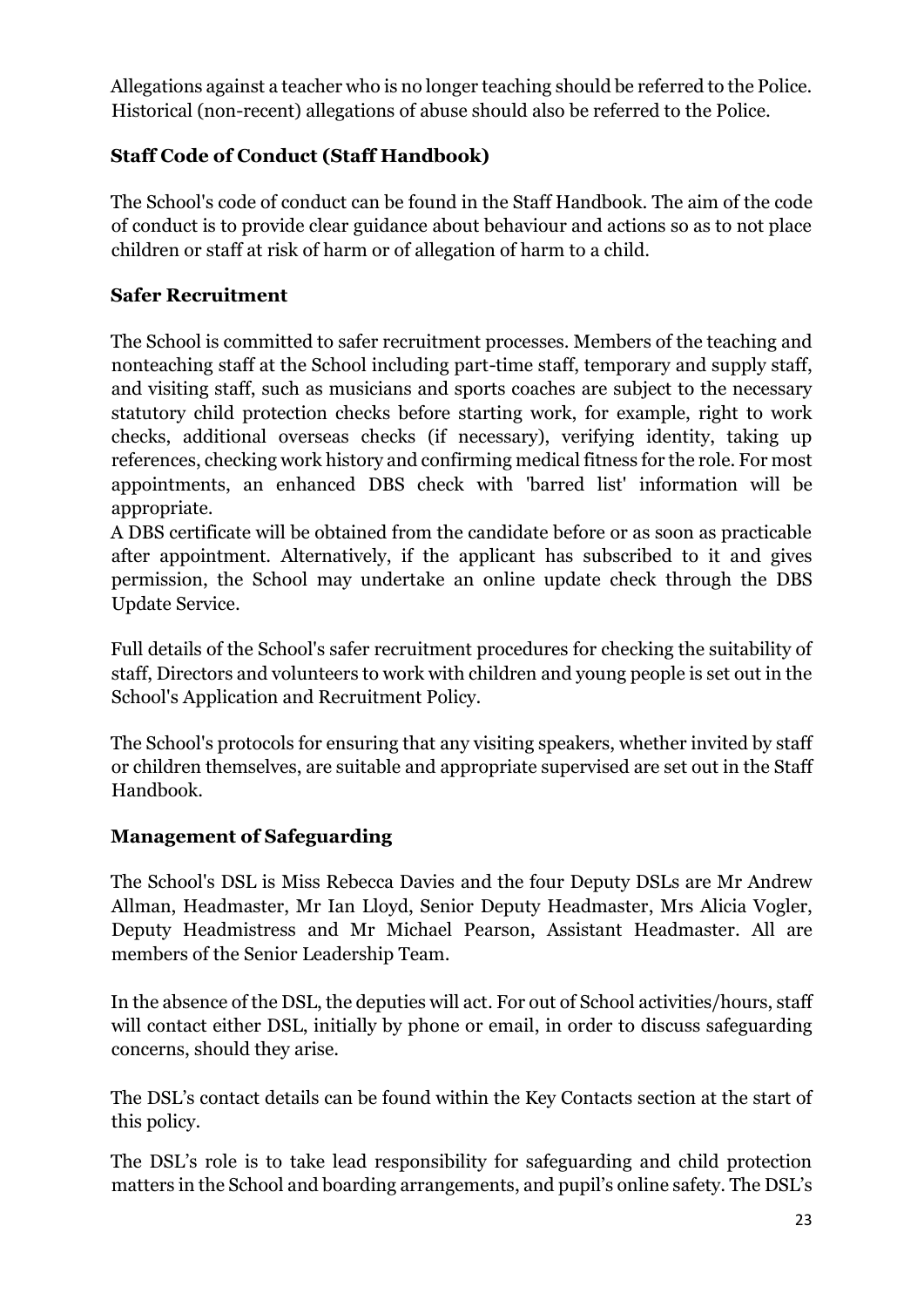Allegations against a teacher who is no longer teaching should be referred to the Police. Historical (non-recent) allegations of abuse should also be referred to the Police.

### Staff Code of Conduct (Staff Handbook)

The School's code of conduct can be found in the Staff Handbook. The aim of the code of conduct is to provide clear guidance about behaviour and actions so as to not place children or staff at risk of harm or of allegation of harm to a child.

### Safer Recruitment

The School is committed to safer recruitment processes. Members of the teaching and nonteaching staff at the School including part-time staff, temporary and supply staff, and visiting staff, such as musicians and sports coaches are subject to the necessary statutory child protection checks before starting work, for example, right to work checks, additional overseas checks (if necessary), verifying identity, taking up references, checking work history and confirming medical fitness for the role. For most appointments, an enhanced DBS check with 'barred list' information will be appropriate.
A DBS certificate will be obtained from the candidate before or as soon as practicable after appointment. Alternatively, if the applicant has subscribed to it and gives permission, the School may undertake an online update check through the DBS Update Service.

Full details of the School's safer recruitment procedures for checking the suitability of staff, Directors and volunteers to work with children and young people is set out in the School's Application and Recruitment Policy.

The School's protocols for ensuring that any visiting speakers, whether invited by staff or children themselves, are suitable and appropriate supervised are set out in the Staff Handbook.

### Management of Safeguarding

The School's DSL is Miss Rebecca Davies and the four Deputy DSLs are Mr Andrew Allman, Headmaster, Mr Ian Lloyd, Senior Deputy Headmaster, Mrs Alicia Vogler, Deputy Headmistress and Mr Michael Pearson, Assistant Headmaster. All are members of the Senior Leadership Team.

In the absence of the DSL, the deputies will act. For out of School activities/hours, staff will contact either DSL, initially by phone or email, in order to discuss safeguarding concerns, should they arise.

The DSL's contact details can be found within the Key Contacts section at the start of this policy.

The DSL's role is to take lead responsibility for safeguarding and child protection matters in the School and boarding arrangements, and pupil's online safety. The DSL's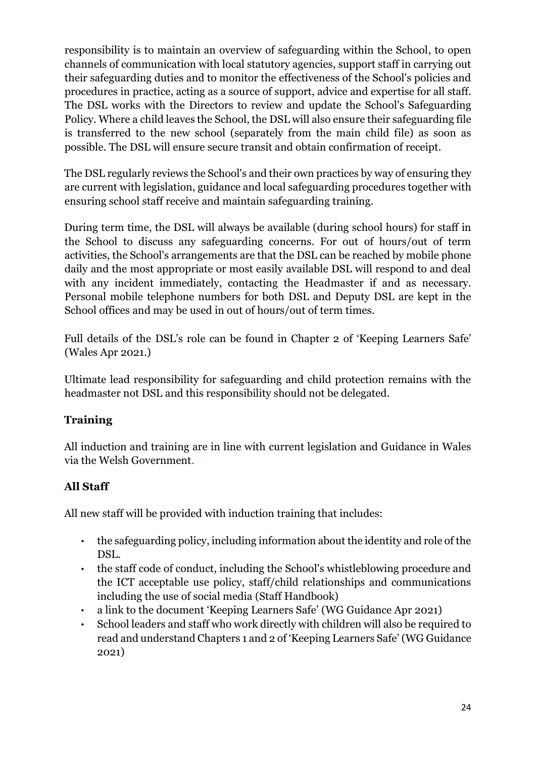responsibility is to maintain an overview of safeguarding within the School, to open channels of communication with local statutory agencies, support staff in carrying out their safeguarding duties and to monitor the effectiveness of the School's policies and procedures in practice, acting as a source of support, advice and expertise for all staff. The DSL works with the Directors to review and update the School's Safeguarding Policy. Where a child leaves the School, the DSL will also ensure their safeguarding file is transferred to the new school (separately from the main child file) as soon as possible. The DSL will ensure secure transit and obtain confirmation of receipt.

The DSL regularly reviews the School's and their own practices by way of ensuring they are current with legislation, guidance and local safeguarding procedures together with ensuring school staff receive and maintain safeguarding training.

During term time, the DSL will always be available (during school hours) for staff in the School to discuss any safeguarding concerns. For out of hours/out of term activities, the School's arrangements are that the DSL can be reached by mobile phone daily and the most appropriate or most easily available DSL will respond to and deal with any incident immediately, contacting the Headmaster if and as necessary. Personal mobile telephone numbers for both DSL and Deputy DSL are kept in the School offices and may be used in out of hours/out of term times.

Full details of the DSL's role can be found in Chapter 2 of 'Keeping Learners Safe' (Wales Apr 2021.)

Ultimate lead responsibility for safeguarding and child protection remains with the headmaster not DSL and this responsibility should not be delegated.

## Training

All induction and training are in line with current legislation and Guidance in Wales via the Welsh Government.

## All Staff

All new staff will be provided with induction training that includes:

- the safeguarding policy, including information about the identity and role of the DSL.
- the staff code of conduct, including the School's whistleblowing procedure and the ICT acceptable use policy, staff/child relationships and communications including the use of social media (Staff Handbook)
- a link to the document 'Keeping Learners Safe' (WG Guidance Apr 2021)
- School leaders and staff who work directly with children will also be required to read and understand Chapters 1 and 2 of 'Keeping Learners Safe' (WG Guidance 2021)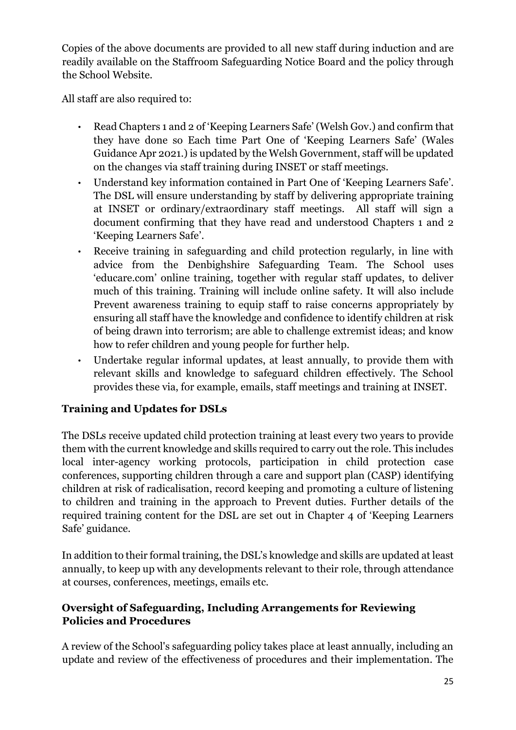Copies of the above documents are provided to all new staff during induction and are readily available on the Staffroom Safeguarding Notice Board and the policy through the School Website.

All staff are also required to:

- Read Chapters 1 and 2 of 'Keeping Learners Safe' (Welsh Gov.) and confirm that they have done so Each time Part One of 'Keeping Learners Safe' (Wales Guidance Apr 2021.) is updated by the Welsh Government, staff will be updated on the changes via staff training during INSET or staff meetings.
- Understand key information contained in Part One of 'Keeping Learners Safe'. The DSL will ensure understanding by staff by delivering appropriate training at INSET or ordinary/extraordinary staff meetings. All staff will sign a document confirming that they have read and understood Chapters 1 and 2 'Keeping Learners Safe'.
- Receive training in safeguarding and child protection regularly, in line with advice from the Denbighshire Safeguarding Team. The School uses 'educare.com' online training, together with regular staff updates, to deliver much of this training. Training will include online safety. It will also include Prevent awareness training to equip staff to raise concerns appropriately by ensuring all staff have the knowledge and confidence to identify children at risk of being drawn into terrorism; are able to challenge extremist ideas; and know how to refer children and young people for further help.
- Undertake regular informal updates, at least annually, to provide them with relevant skills and knowledge to safeguard children effectively. The School provides these via, for example, emails, staff meetings and training at INSET.

### Training and Updates for DSLs

The DSLs receive updated child protection training at least every two years to provide them with the current knowledge and skills required to carry out the role. This includes local inter-agency working protocols, participation in child protection case conferences, supporting children through a care and support plan (CASP) identifying children at risk of radicalisation, record keeping and promoting a culture of listening to children and training in the approach to Prevent duties. Further details of the required training content for the DSL are set out in Chapter 4 of 'Keeping Learners Safe' guidance.

In addition to their formal training, the DSL's knowledge and skills are updated at least annually, to keep up with any developments relevant to their role, through attendance at courses, conferences, meetings, emails etc.

### Oversight of Safeguarding, Including Arrangements for Reviewing Policies and Procedures

A review of the School's safeguarding policy takes place at least annually, including an update and review of the effectiveness of procedures and their implementation. The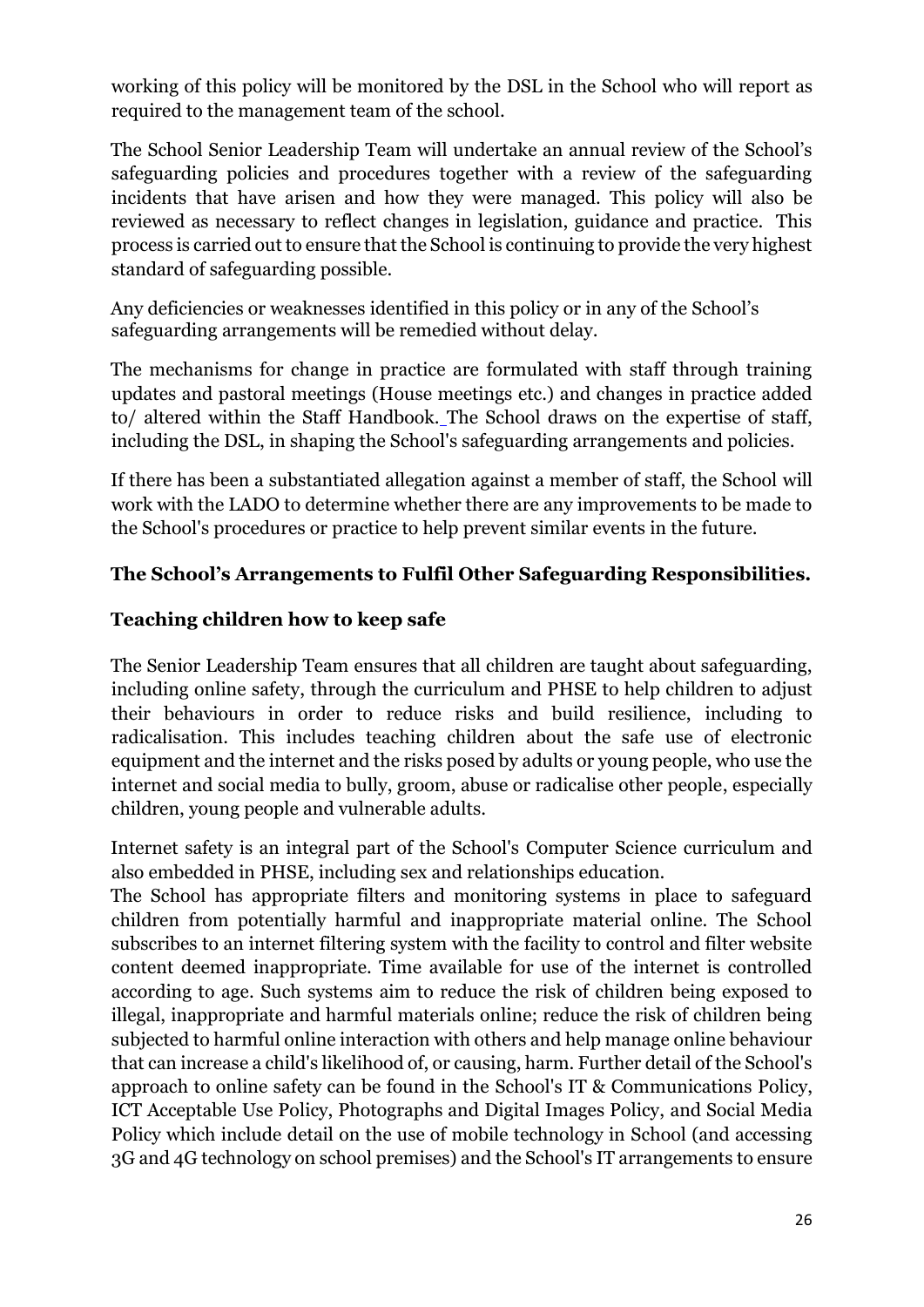working of this policy will be monitored by the DSL in the School who will report as required to the management team of the school.

The School Senior Leadership Team will undertake an annual review of the School's safeguarding policies and procedures together with a review of the safeguarding incidents that have arisen and how they were managed. This policy will also be reviewed as necessary to reflect changes in legislation, guidance and practice. This process is carried out to ensure that the School is continuing to provide the very highest standard of safeguarding possible.

Any deficiencies or weaknesses identified in this policy or in any of the School's safeguarding arrangements will be remedied without delay.

The mechanisms for change in practice are formulated with staff through training updates and pastoral meetings (House meetings etc.) and changes in practice added to/ altered within the Staff Handbook. The School draws on the expertise of staff, including the DSL, in shaping the School's safeguarding arrangements and policies.

If there has been a substantiated allegation against a member of staff, the School will work with the LADO to determine whether there are any improvements to be made to the School's procedures or practice to help prevent similar events in the future.

## The School's Arrangements to Fulfil Other Safeguarding Responsibilities.

### Teaching children how to keep safe

The Senior Leadership Team ensures that all children are taught about safeguarding, including online safety, through the curriculum and PHSE to help children to adjust their behaviours in order to reduce risks and build resilience, including to radicalisation. This includes teaching children about the safe use of electronic equipment and the internet and the risks posed by adults or young people, who use the internet and social media to bully, groom, abuse or radicalise other people, especially children, young people and vulnerable adults.

Internet safety is an integral part of the School's Computer Science curriculum and also embedded in PHSE, including sex and relationships education.

The School has appropriate filters and monitoring systems in place to safeguard children from potentially harmful and inappropriate material online. The School subscribes to an internet filtering system with the facility to control and filter website content deemed inappropriate. Time available for use of the internet is controlled according to age. Such systems aim to reduce the risk of children being exposed to illegal, inappropriate and harmful materials online; reduce the risk of children being subjected to harmful online interaction with others and help manage online behaviour that can increase a child's likelihood of, or causing, harm. Further detail of the School's approach to online safety can be found in the School's IT & Communications Policy, ICT Acceptable Use Policy, Photographs and Digital Images Policy, and Social Media Policy which include detail on the use of mobile technology in School (and accessing 3G and 4G technology on school premises) and the School's IT arrangements to ensure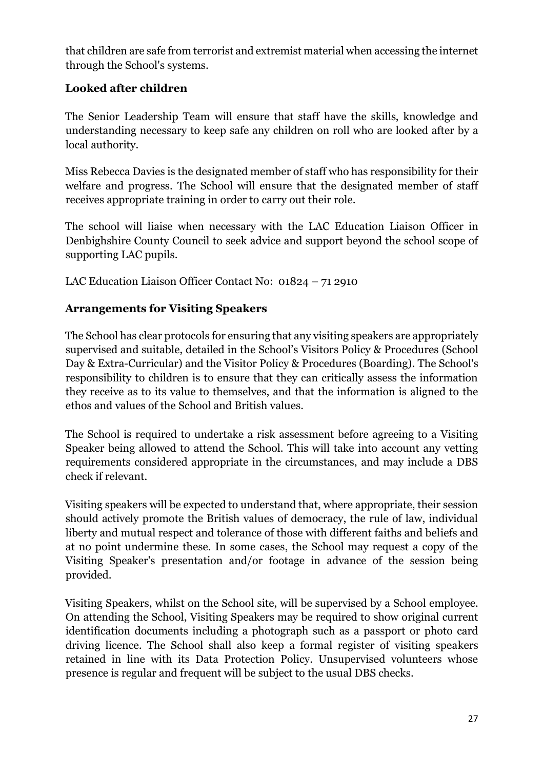that children are safe from terrorist and extremist material when accessing the internet through the School's systems.

### Looked after children

The Senior Leadership Team will ensure that staff have the skills, knowledge and understanding necessary to keep safe any children on roll who are looked after by a local authority.

Miss Rebecca Davies is the designated member of staff who has responsibility for their welfare and progress. The School will ensure that the designated member of staff receives appropriate training in order to carry out their role.

The school will liaise when necessary with the LAC Education Liaison Officer in Denbighshire County Council to seek advice and support beyond the school scope of supporting LAC pupils.

LAC Education Liaison Officer Contact No: 01824 – 71 2910

### Arrangements for Visiting Speakers

The School has clear protocols for ensuring that any visiting speakers are appropriately supervised and suitable, detailed in the School's Visitors Policy & Procedures (School Day & Extra-Curricular) and the Visitor Policy & Procedures (Boarding). The School's responsibility to children is to ensure that they can critically assess the information they receive as to its value to themselves, and that the information is aligned to the ethos and values of the School and British values.

The School is required to undertake a risk assessment before agreeing to a Visiting Speaker being allowed to attend the School. This will take into account any vetting requirements considered appropriate in the circumstances, and may include a DBS check if relevant.

Visiting speakers will be expected to understand that, where appropriate, their session should actively promote the British values of democracy, the rule of law, individual liberty and mutual respect and tolerance of those with different faiths and beliefs and at no point undermine these. In some cases, the School may request a copy of the Visiting Speaker's presentation and/or footage in advance of the session being provided.

Visiting Speakers, whilst on the School site, will be supervised by a School employee. On attending the School, Visiting Speakers may be required to show original current identification documents including a photograph such as a passport or photo card driving licence. The School shall also keep a formal register of visiting speakers retained in line with its Data Protection Policy. Unsupervised volunteers whose presence is regular and frequent will be subject to the usual DBS checks.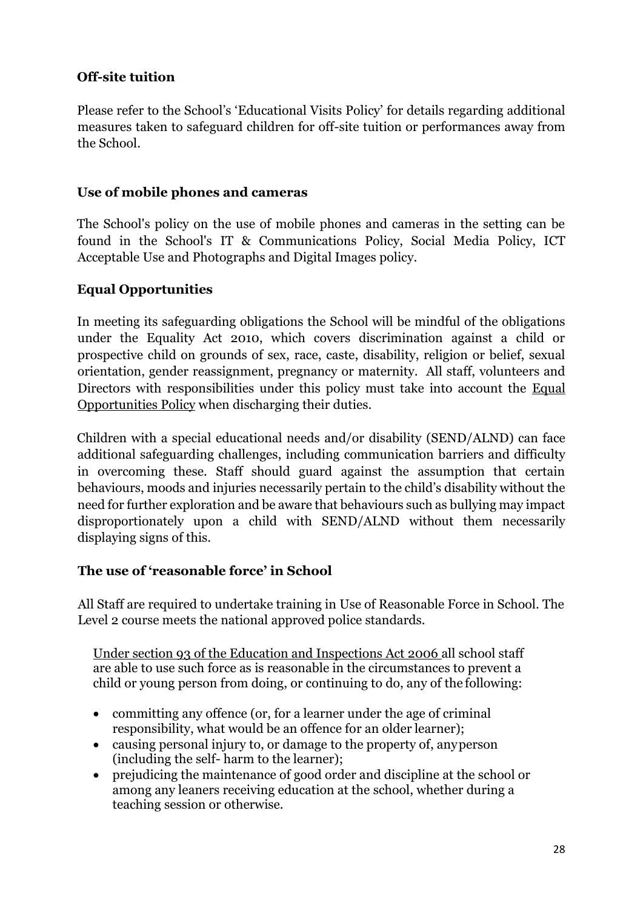**Off-site tuition**

Please refer to the School's 'Educational Visits Policy' for details regarding additional measures taken to safeguard children for off-site tuition or performances away from the School.

**Use of mobile phones and cameras**

The School's policy on the use of mobile phones and cameras in the setting can be found in the School's IT & Communications Policy, Social Media Policy, ICT Acceptable Use and Photographs and Digital Images policy.

**Equal Opportunities**

In meeting its safeguarding obligations the School will be mindful of the obligations under the Equality Act 2010, which covers discrimination against a child or prospective child on grounds of sex, race, caste, disability, religion or belief, sexual orientation, gender reassignment, pregnancy or maternity. All staff, volunteers and Directors with responsibilities under this policy must take into account the Equal Opportunities Policy when discharging their duties.

Children with a special educational needs and/or disability (SEND/ALND) can face additional safeguarding challenges, including communication barriers and difficulty in overcoming these. Staff should guard against the assumption that certain behaviours, moods and injuries necessarily pertain to the child's disability without the need for further exploration and be aware that behaviours such as bullying may impact disproportionately upon a child with SEND/ALND without them necessarily displaying signs of this.

**The use of 'reasonable force' in School**

All Staff are required to undertake training in Use of Reasonable Force in School. The Level 2 course meets the national approved police standards.

Under section 93 of the Education and Inspections Act 2006 all school staff are able to use such force as is reasonable in the circumstances to prevent a child or young person from doing, or continuing to do, any of the following:

- committing any offence (or, for a learner under the age of criminal responsibility, what would be an offence for an older learner);
- causing personal injury to, or damage to the property of, any person (including the self- harm to the learner);
- prejudicing the maintenance of good order and discipline at the school or among any leaners receiving education at the school, whether during a teaching session or otherwise.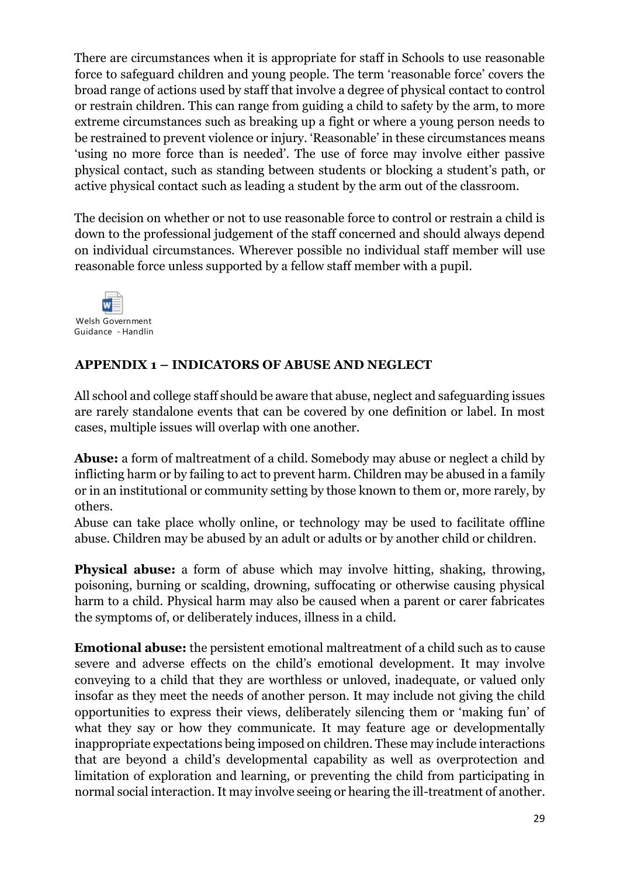There are circumstances when it is appropriate for staff in Schools to use reasonable force to safeguard children and young people. The term 'reasonable force' covers the broad range of actions used by staff that involve a degree of physical contact to control or restrain children. This can range from guiding a child to safety by the arm, to more extreme circumstances such as breaking up a fight or where a young person needs to be restrained to prevent violence or injury. 'Reasonable' in these circumstances means 'using no more force than is needed'. The use of force may involve either passive physical contact, such as standing between students or blocking a student's path, or active physical contact such as leading a student by the arm out of the classroom.

The decision on whether or not to use reasonable force to control or restrain a child is down to the professional judgement of the staff concerned and should always depend on individual circumstances. Wherever possible no individual staff member will use reasonable force unless supported by a fellow staff member with a pupil.

Welsh Government Guidance - Handlin

## APPENDIX 1 – INDICATORS OF ABUSE AND NEGLECT

All school and college staff should be aware that abuse, neglect and safeguarding issues are rarely standalone events that can be covered by one definition or label. In most cases, multiple issues will overlap with one another.

**Abuse:** a form of maltreatment of a child. Somebody may abuse or neglect a child by inflicting harm or by failing to act to prevent harm. Children may be abused in a family or in an institutional or community setting by those known to them or, more rarely, by others.
Abuse can take place wholly online, or technology may be used to facilitate offline abuse. Children may be abused by an adult or adults or by another child or children.

**Physical abuse:** a form of abuse which may involve hitting, shaking, throwing, poisoning, burning or scalding, drowning, suffocating or otherwise causing physical harm to a child. Physical harm may also be caused when a parent or carer fabricates the symptoms of, or deliberately induces, illness in a child.

**Emotional abuse:** the persistent emotional maltreatment of a child such as to cause severe and adverse effects on the child's emotional development. It may involve conveying to a child that they are worthless or unloved, inadequate, or valued only insofar as they meet the needs of another person. It may include not giving the child opportunities to express their views, deliberately silencing them or 'making fun' of what they say or how they communicate. It may feature age or developmentally inappropriate expectations being imposed on children. These may include interactions that are beyond a child's developmental capability as well as overprotection and limitation of exploration and learning, or preventing the child from participating in normal social interaction. It may involve seeing or hearing the ill-treatment of another.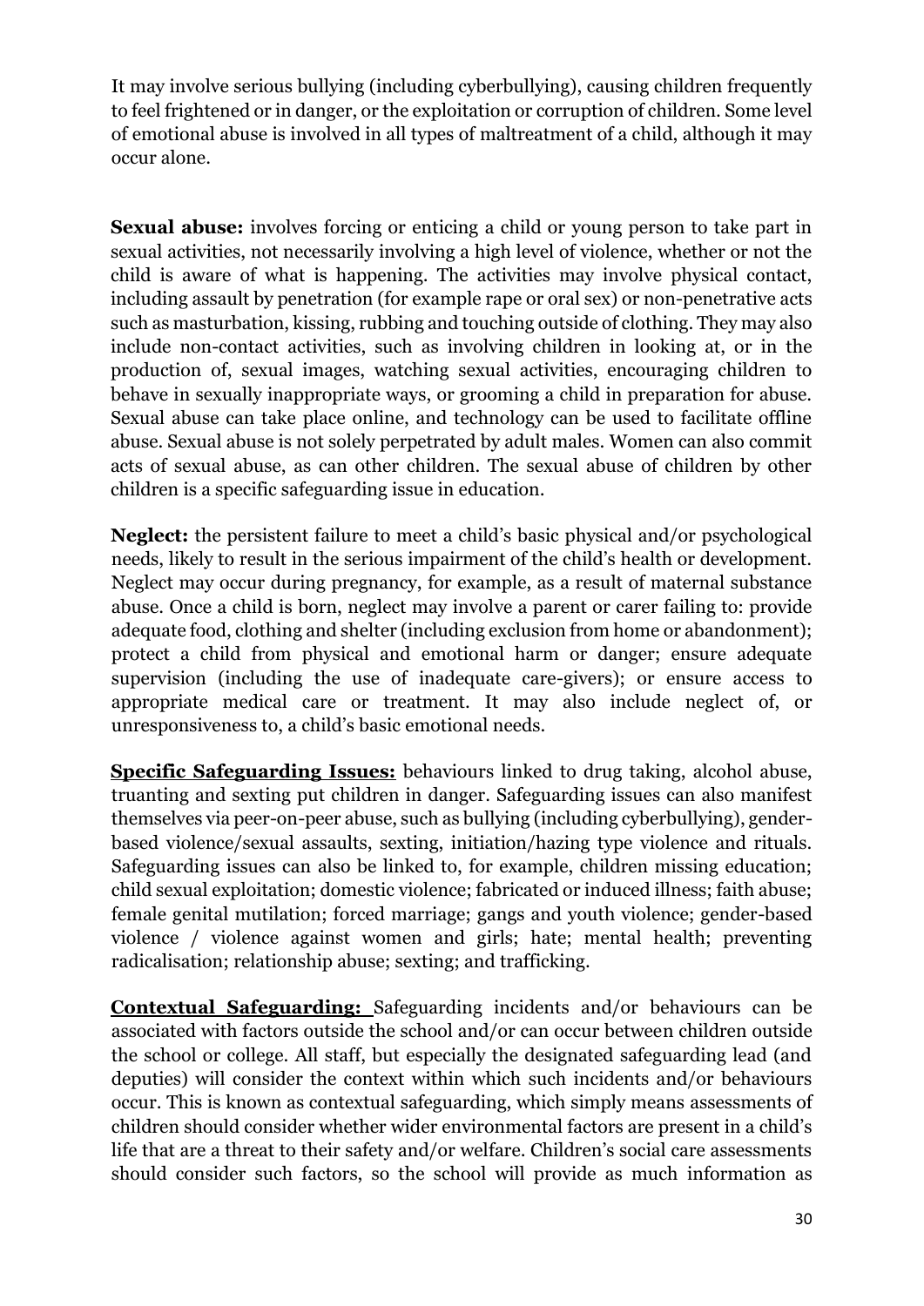It may involve serious bullying (including cyberbullying), causing children frequently to feel frightened or in danger, or the exploitation or corruption of children. Some level of emotional abuse is involved in all types of maltreatment of a child, although it may occur alone.

**Sexual abuse:** involves forcing or enticing a child or young person to take part in sexual activities, not necessarily involving a high level of violence, whether or not the child is aware of what is happening. The activities may involve physical contact, including assault by penetration (for example rape or oral sex) or non-penetrative acts such as masturbation, kissing, rubbing and touching outside of clothing. They may also include non-contact activities, such as involving children in looking at, or in the production of, sexual images, watching sexual activities, encouraging children to behave in sexually inappropriate ways, or grooming a child in preparation for abuse. Sexual abuse can take place online, and technology can be used to facilitate offline abuse. Sexual abuse is not solely perpetrated by adult males. Women can also commit acts of sexual abuse, as can other children. The sexual abuse of children by other children is a specific safeguarding issue in education.

**Neglect:** the persistent failure to meet a child's basic physical and/or psychological needs, likely to result in the serious impairment of the child's health or development. Neglect may occur during pregnancy, for example, as a result of maternal substance abuse. Once a child is born, neglect may involve a parent or carer failing to: provide adequate food, clothing and shelter (including exclusion from home or abandonment); protect a child from physical and emotional harm or danger; ensure adequate supervision (including the use of inadequate care-givers); or ensure access to appropriate medical care or treatment. It may also include neglect of, or unresponsiveness to, a child's basic emotional needs.

**Specific Safeguarding Issues:** behaviours linked to drug taking, alcohol abuse, truanting and sexting put children in danger. Safeguarding issues can also manifest themselves via peer-on-peer abuse, such as bullying (including cyberbullying), gender-based violence/sexual assaults, sexting, initiation/hazing type violence and rituals. Safeguarding issues can also be linked to, for example, children missing education; child sexual exploitation; domestic violence; fabricated or induced illness; faith abuse; female genital mutilation; forced marriage; gangs and youth violence; gender-based violence / violence against women and girls; hate; mental health; preventing radicalisation; relationship abuse; sexting; and trafficking.

**Contextual Safeguarding:** Safeguarding incidents and/or behaviours can be associated with factors outside the school and/or can occur between children outside the school or college. All staff, but especially the designated safeguarding lead (and deputies) will consider the context within which such incidents and/or behaviours occur. This is known as contextual safeguarding, which simply means assessments of children should consider whether wider environmental factors are present in a child's life that are a threat to their safety and/or welfare. Children's social care assessments should consider such factors, so the school will provide as much information as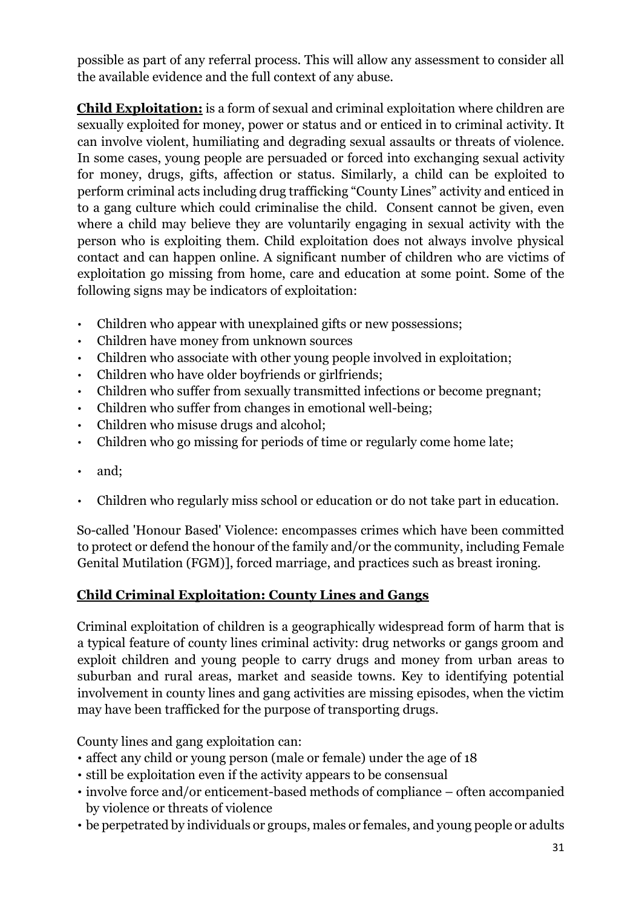possible as part of any referral process. This will allow any assessment to consider all the available evidence and the full context of any abuse.

**Child Exploitation:** is a form of sexual and criminal exploitation where children are sexually exploited for money, power or status and or enticed in to criminal activity. It can involve violent, humiliating and degrading sexual assaults or threats of violence. In some cases, young people are persuaded or forced into exchanging sexual activity for money, drugs, gifts, affection or status. Similarly, a child can be exploited to perform criminal acts including drug trafficking "County Lines" activity and enticed in to a gang culture which could criminalise the child. Consent cannot be given, even where a child may believe they are voluntarily engaging in sexual activity with the person who is exploiting them. Child exploitation does not always involve physical contact and can happen online. A significant number of children who are victims of exploitation go missing from home, care and education at some point. Some of the following signs may be indicators of exploitation:

- Children who appear with unexplained gifts or new possessions;
- Children have money from unknown sources
- Children who associate with other young people involved in exploitation;
- Children who have older boyfriends or girlfriends;
- Children who suffer from sexually transmitted infections or become pregnant;
- Children who suffer from changes in emotional well-being;
- Children who misuse drugs and alcohol;
- Children who go missing for periods of time or regularly come home late;
- and;
- Children who regularly miss school or education or do not take part in education.

So-called 'Honour Based' Violence: encompasses crimes which have been committed to protect or defend the honour of the family and/or the community, including Female Genital Mutilation (FGM)], forced marriage, and practices such as breast ironing.

**Child Criminal Exploitation: County Lines and Gangs**

Criminal exploitation of children is a geographically widespread form of harm that is a typical feature of county lines criminal activity: drug networks or gangs groom and exploit children and young people to carry drugs and money from urban areas to suburban and rural areas, market and seaside towns. Key to identifying potential involvement in county lines and gang activities are missing episodes, when the victim may have been trafficked for the purpose of transporting drugs.

County lines and gang exploitation can:

- affect any child or young person (male or female) under the age of 18
- still be exploitation even if the activity appears to be consensual
- involve force and/or enticement-based methods of compliance – often accompanied by violence or threats of violence
- be perpetrated by individuals or groups, males or females, and young people or adults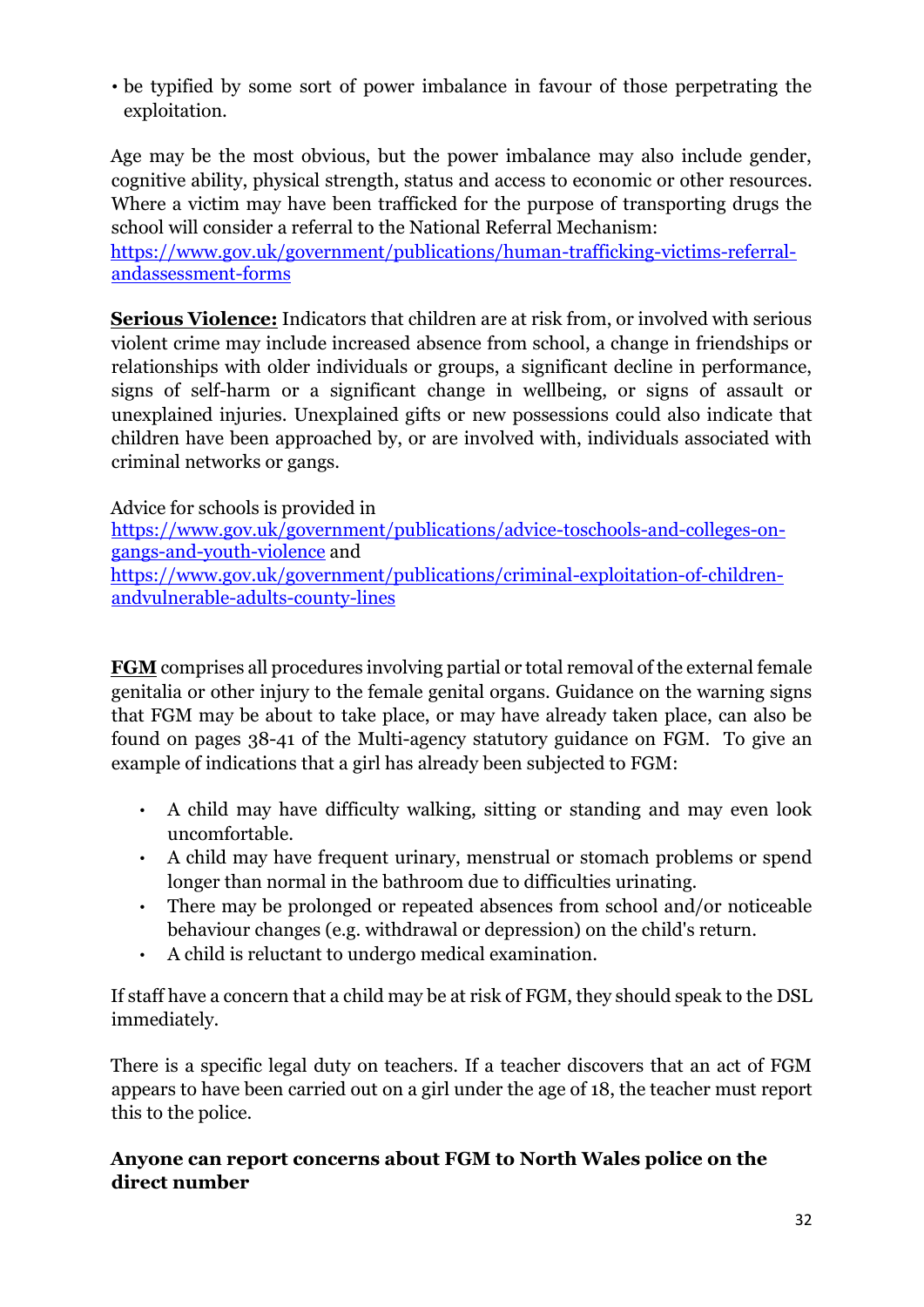- be typified by some sort of power imbalance in favour of those perpetrating the exploitation.

Age may be the most obvious, but the power imbalance may also include gender, cognitive ability, physical strength, status and access to economic or other resources. Where a victim may have been trafficked for the purpose of transporting drugs the school will consider a referral to the National Referral Mechanism: https://www.gov.uk/government/publications/human-trafficking-victims-referral-andassessment-forms

**Serious Violence:** Indicators that children are at risk from, or involved with serious violent crime may include increased absence from school, a change in friendships or relationships with older individuals or groups, a significant decline in performance, signs of self-harm or a significant change in wellbeing, or signs of assault or unexplained injuries. Unexplained gifts or new possessions could also indicate that children have been approached by, or are involved with, individuals associated with criminal networks or gangs.

Advice for schools is provided in https://www.gov.uk/government/publications/advice-toschools-and-colleges-on-gangs-and-youth-violence and https://www.gov.uk/government/publications/criminal-exploitation-of-children-andvulnerable-adults-county-lines

**FGM** comprises all procedures involving partial or total removal of the external female genitalia or other injury to the female genital organs. Guidance on the warning signs that FGM may be about to take place, or may have already taken place, can also be found on pages 38-41 of the Multi-agency statutory guidance on FGM. To give an example of indications that a girl has already been subjected to FGM:

- A child may have difficulty walking, sitting or standing and may even look uncomfortable.
- A child may have frequent urinary, menstrual or stomach problems or spend longer than normal in the bathroom due to difficulties urinating.
- There may be prolonged or repeated absences from school and/or noticeable behaviour changes (e.g. withdrawal or depression) on the child's return.
- A child is reluctant to undergo medical examination.

If staff have a concern that a child may be at risk of FGM, they should speak to the DSL immediately.

There is a specific legal duty on teachers. If a teacher discovers that an act of FGM appears to have been carried out on a girl under the age of 18, the teacher must report this to the police.

**Anyone can report concerns about FGM to North Wales police on the direct number**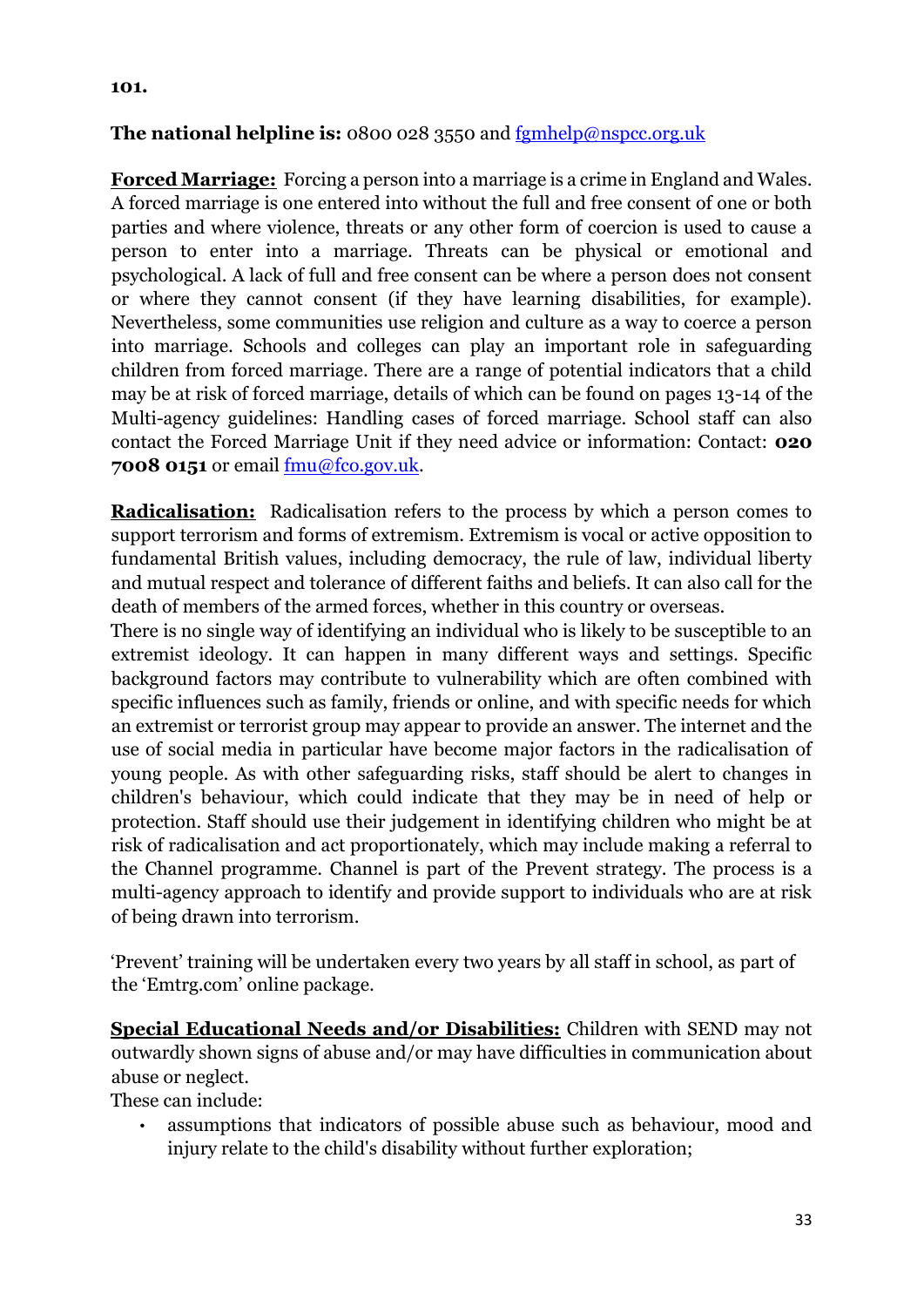**101.**

**The national helpline is:** 0800 028 3550 and fgmhelp@nspcc.org.uk

**Forced Marriage:** Forcing a person into a marriage is a crime in England and Wales. A forced marriage is one entered into without the full and free consent of one or both parties and where violence, threats or any other form of coercion is used to cause a person to enter into a marriage. Threats can be physical or emotional and psychological. A lack of full and free consent can be where a person does not consent or where they cannot consent (if they have learning disabilities, for example). Nevertheless, some communities use religion and culture as a way to coerce a person into marriage. Schools and colleges can play an important role in safeguarding children from forced marriage. There are a range of potential indicators that a child may be at risk of forced marriage, details of which can be found on pages 13-14 of the Multi-agency guidelines: Handling cases of forced marriage. School staff can also contact the Forced Marriage Unit if they need advice or information: Contact: **020 7008 0151** or email fmu@fco.gov.uk.

**Radicalisation:** Radicalisation refers to the process by which a person comes to support terrorism and forms of extremism. Extremism is vocal or active opposition to fundamental British values, including democracy, the rule of law, individual liberty and mutual respect and tolerance of different faiths and beliefs. It can also call for the death of members of the armed forces, whether in this country or overseas.

There is no single way of identifying an individual who is likely to be susceptible to an extremist ideology. It can happen in many different ways and settings. Specific background factors may contribute to vulnerability which are often combined with specific influences such as family, friends or online, and with specific needs for which an extremist or terrorist group may appear to provide an answer. The internet and the use of social media in particular have become major factors in the radicalisation of young people. As with other safeguarding risks, staff should be alert to changes in children's behaviour, which could indicate that they may be in need of help or protection. Staff should use their judgement in identifying children who might be at risk of radicalisation and act proportionately, which may include making a referral to the Channel programme. Channel is part of the Prevent strategy. The process is a multi-agency approach to identify and provide support to individuals who are at risk of being drawn into terrorism.

'Prevent' training will be undertaken every two years by all staff in school, as part of the 'Emtrg.com' online package.

**Special Educational Needs and/or Disabilities:** Children with SEND may not outwardly shown signs of abuse and/or may have difficulties in communication about abuse or neglect.

These can include:

- assumptions that indicators of possible abuse such as behaviour, mood and injury relate to the child's disability without further exploration;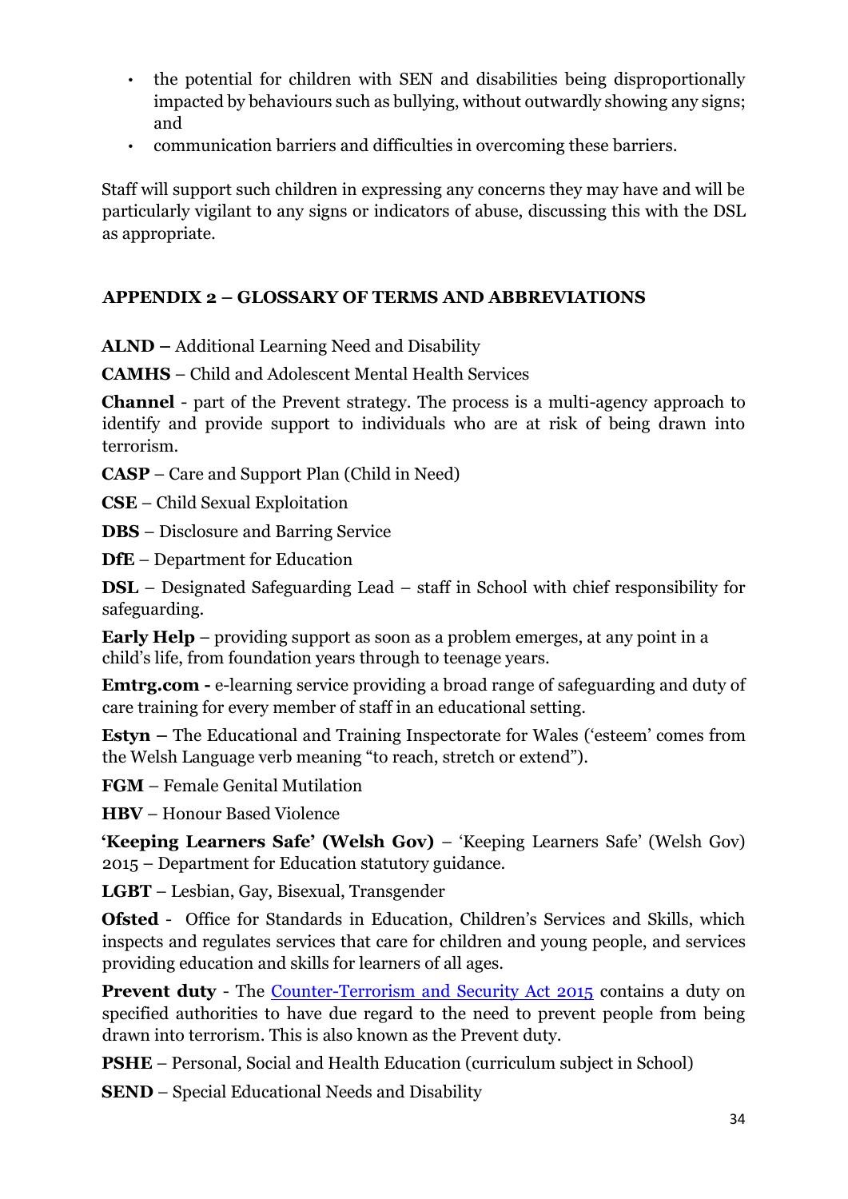- the potential for children with SEN and disabilities being disproportionally impacted by behaviours such as bullying, without outwardly showing any signs; and
- communication barriers and difficulties in overcoming these barriers.

Staff will support such children in expressing any concerns they may have and will be particularly vigilant to any signs or indicators of abuse, discussing this with the DSL as appropriate.

## APPENDIX 2 – GLOSSARY OF TERMS AND ABBREVIATIONS

**ALND –** Additional Learning Need and Disability

**CAMHS** – Child and Adolescent Mental Health Services

**Channel** - part of the Prevent strategy. The process is a multi-agency approach to identify and provide support to individuals who are at risk of being drawn into terrorism.

**CASP** – Care and Support Plan (Child in Need)

**CSE** – Child Sexual Exploitation

**DBS** – Disclosure and Barring Service

**DfE** – Department for Education

**DSL** – Designated Safeguarding Lead – staff in School with chief responsibility for safeguarding.

**Early Help** – providing support as soon as a problem emerges, at any point in a child's life, from foundation years through to teenage years.

**Emtrg.com -** e-learning service providing a broad range of safeguarding and duty of care training for every member of staff in an educational setting.

**Estyn –** The Educational and Training Inspectorate for Wales ('esteem' comes from the Welsh Language verb meaning "to reach, stretch or extend").

**FGM** – Female Genital Mutilation

**HBV** – Honour Based Violence

**'Keeping Learners Safe' (Welsh Gov)** – 'Keeping Learners Safe' (Welsh Gov) 2015 – Department for Education statutory guidance.

**LGBT** – Lesbian, Gay, Bisexual, Transgender

**Ofsted** - Office for Standards in Education, Children's Services and Skills, which inspects and regulates services that care for children and young people, and services providing education and skills for learners of all ages.

**Prevent duty** - The Counter-Terrorism and Security Act 2015 contains a duty on specified authorities to have due regard to the need to prevent people from being drawn into terrorism. This is also known as the Prevent duty.

**PSHE** – Personal, Social and Health Education (curriculum subject in School)

**SEND** – Special Educational Needs and Disability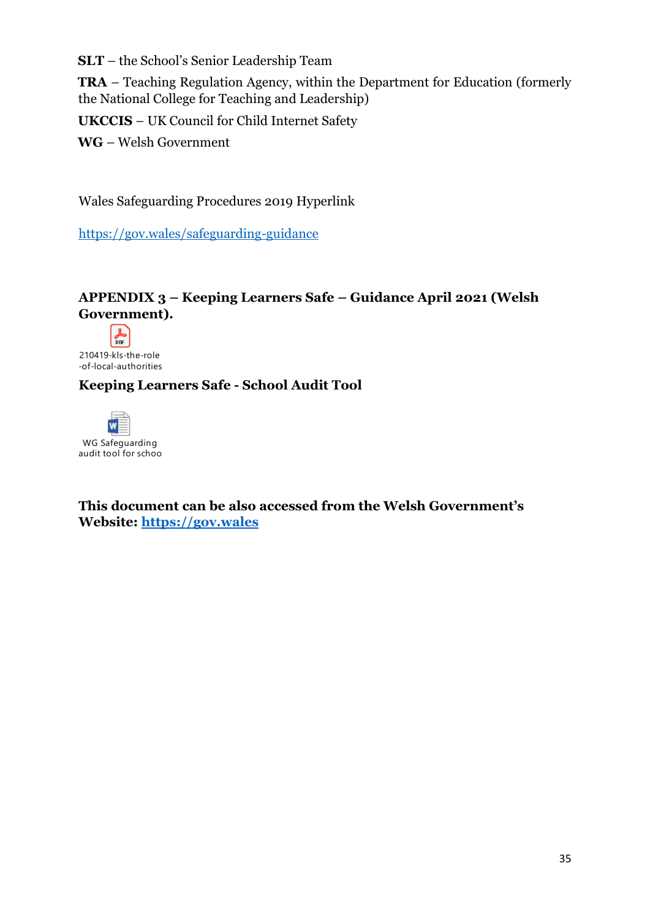**SLT** – the School's Senior Leadership Team

**TRA** – Teaching Regulation Agency, within the Department for Education (formerly the National College for Teaching and Leadership)

**UKCCIS** – UK Council for Child Internet Safety

**WG** – Welsh Government

Wales Safeguarding Procedures 2019 Hyperlink

https://gov.wales/safeguarding-guidance

**APPENDIX 3 – Keeping Learners Safe – Guidance April 2021 (Welsh Government).**

210419-kls-the-role-of-local-authorities

**Keeping Learners Safe - School Audit Tool**

WG Safeguarding audit tool for schoo

**This document can be also accessed from the Welsh Government's Website: https://gov.wales**